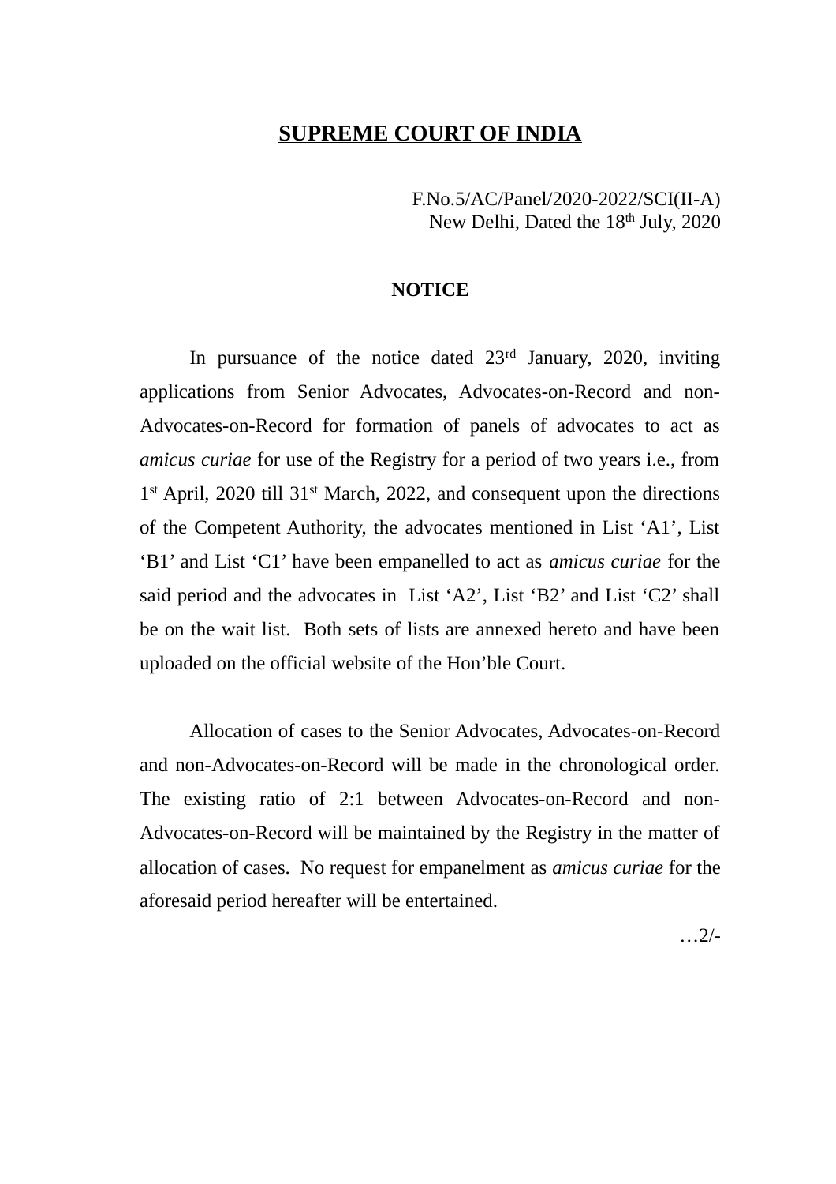# SUPREME COURT OF INDIA

F.No.5/AC/Panel/2020-2022/SCI(II-A)
New Delhi, Dated the 18th July, 2020

## NOTICE

In pursuance of the notice dated 23rd January, 2020, inviting applications from Senior Advocates, Advocates-on-Record and non-Advocates-on-Record for formation of panels of advocates to act as *amicus curiae* for use of the Registry for a period of two years i.e., from 1st April, 2020 till 31st March, 2022, and consequent upon the directions of the Competent Authority, the advocates mentioned in List 'A1', List 'B1' and List 'C1' have been empanelled to act as *amicus curiae* for the said period and the advocates in List 'A2', List 'B2' and List 'C2' shall be on the wait list. Both sets of lists are annexed hereto and have been uploaded on the official website of the Hon'ble Court.

Allocation of cases to the Senior Advocates, Advocates-on-Record and non-Advocates-on-Record will be made in the chronological order. The existing ratio of 2:1 between Advocates-on-Record and non-Advocates-on-Record will be maintained by the Registry in the matter of allocation of cases. No request for empanelment as *amicus curiae* for the aforesaid period hereafter will be entertained.

…2/-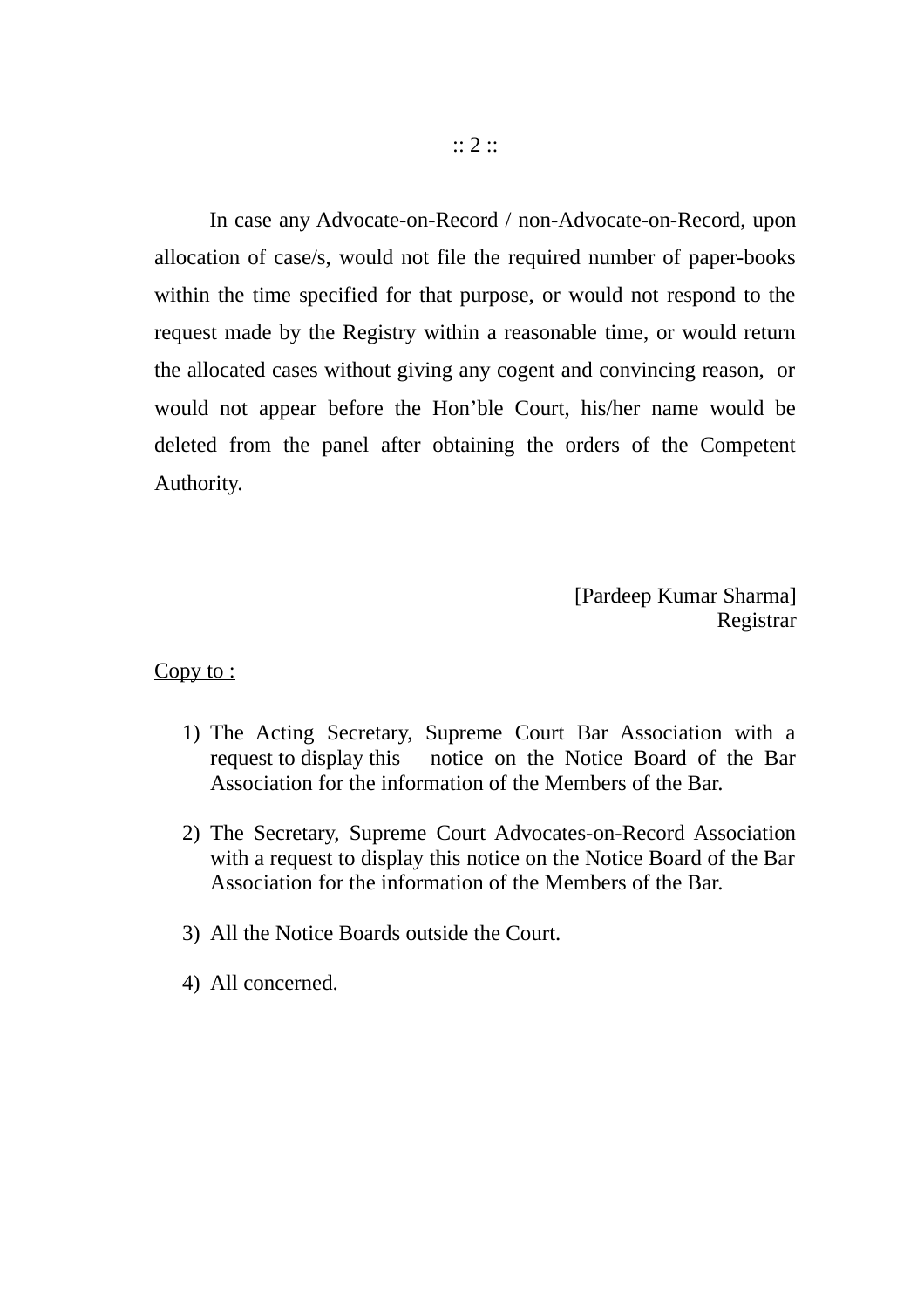In case any Advocate-on-Record / non-Advocate-on-Record, upon allocation of case/s, would not file the required number of paper-books within the time specified for that purpose, or would not respond to the request made by the Registry within a reasonable time, or would return the allocated cases without giving any cogent and convincing reason, or would not appear before the Hon'ble Court, his/her name would be deleted from the panel after obtaining the orders of the Competent Authority.

[Pardeep Kumar Sharma]
Registrar

Copy to :

1) The Acting Secretary, Supreme Court Bar Association with a request to display this notice on the Notice Board of the Bar Association for the information of the Members of the Bar.
2) The Secretary, Supreme Court Advocates-on-Record Association with a request to display this notice on the Notice Board of the Bar Association for the information of the Members of the Bar.
3) All the Notice Boards outside the Court.
4) All concerned.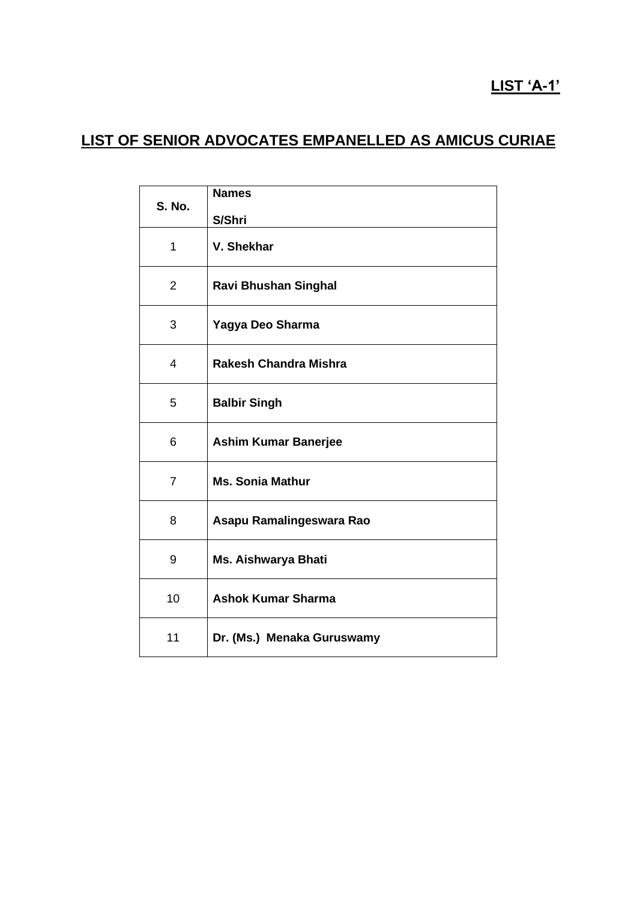**LIST 'A-1'**

## LIST OF SENIOR ADVOCATES EMPANELLED AS AMICUS CURIAE

| S. No. | Names<br>S/Shri |
|---|---|
| 1 | **V. Shekhar** |
| 2 | **Ravi Bhushan Singhal** |
| 3 | **Yagya Deo Sharma** |
| 4 | **Rakesh Chandra Mishra** |
| 5 | **Balbir Singh** |
| 6 | **Ashim Kumar Banerjee** |
| 7 | **Ms. Sonia Mathur** |
| 8 | **Asapu Ramalingeswara Rao** |
| 9 | **Ms. Aishwarya Bhati** |
| 10 | **Ashok Kumar Sharma** |
| 11 | **Dr. (Ms.) Menaka Guruswamy** |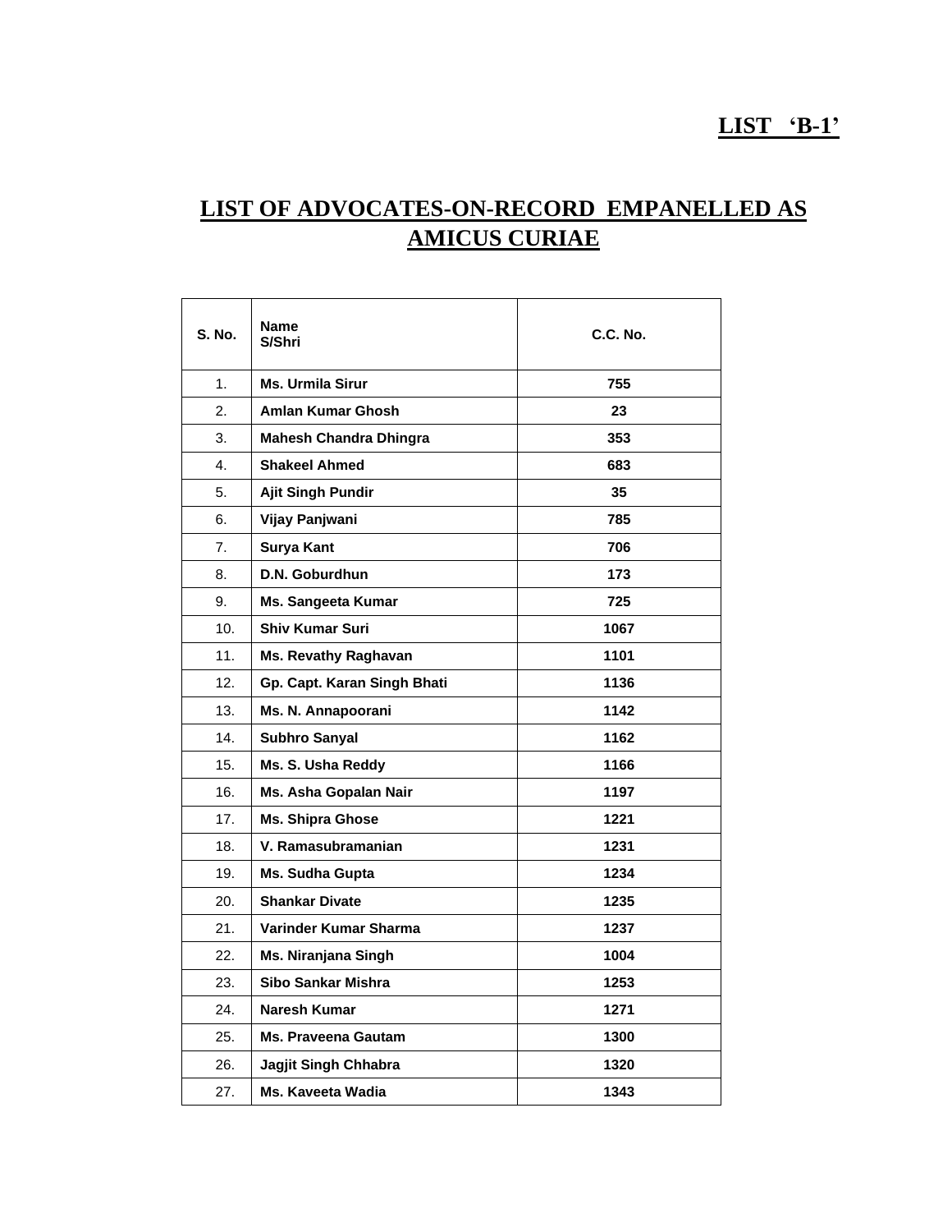**LIST 'B-1'**

# LIST OF ADVOCATES-ON-RECORD EMPANELLED AS AMICUS CURIAE

| S. No. | Name<br>S/Shri | C.C. No. |
|---|---|---|
| 1. | **Ms. Urmila Sirur** | **755** |
| 2. | **Amlan Kumar Ghosh** | **23** |
| 3. | **Mahesh Chandra Dhingra** | **353** |
| 4. | **Shakeel Ahmed** | **683** |
| 5. | **Ajit Singh Pundir** | **35** |
| 6. | **Vijay Panjwani** | **785** |
| 7. | **Surya Kant** | **706** |
| 8. | **D.N. Goburdhun** | **173** |
| 9. | **Ms. Sangeeta Kumar** | **725** |
| 10. | **Shiv Kumar Suri** | **1067** |
| 11. | **Ms. Revathy Raghavan** | **1101** |
| 12. | **Gp. Capt. Karan Singh Bhati** | **1136** |
| 13. | **Ms. N. Annapoorani** | **1142** |
| 14. | **Subhro Sanyal** | **1162** |
| 15. | **Ms. S. Usha Reddy** | **1166** |
| 16. | **Ms. Asha Gopalan Nair** | **1197** |
| 17. | **Ms. Shipra Ghose** | **1221** |
| 18. | **V. Ramasubramanian** | **1231** |
| 19. | **Ms. Sudha Gupta** | **1234** |
| 20. | **Shankar Divate** | **1235** |
| 21. | **Varinder Kumar Sharma** | **1237** |
| 22. | **Ms. Niranjana Singh** | **1004** |
| 23. | **Sibo Sankar Mishra** | **1253** |
| 24. | **Naresh Kumar** | **1271** |
| 25. | **Ms. Praveena Gautam** | **1300** |
| 26. | **Jagjit Singh Chhabra** | **1320** |
| 27. | **Ms. Kaveeta Wadia** | **1343** |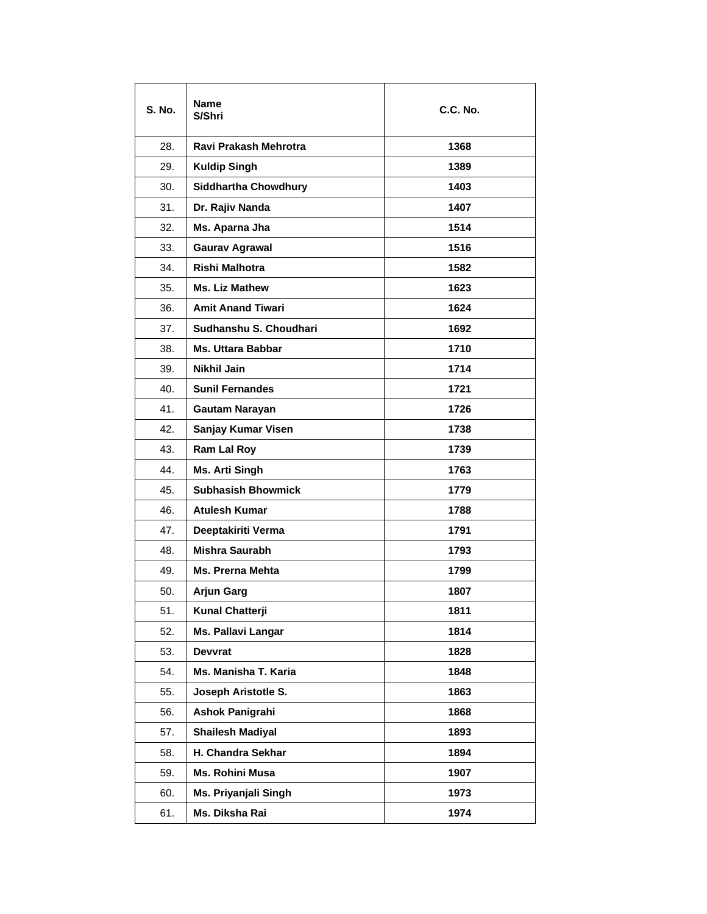| S. No. | Name<br>S/Shri | C.C. No. |
|---|---|---|
| 28. | **Ravi Prakash Mehrotra** | **1368** |
| 29. | **Kuldip Singh** | **1389** |
| 30. | **Siddhartha Chowdhury** | **1403** |
| 31. | **Dr. Rajiv Nanda** | **1407** |
| 32. | **Ms. Aparna Jha** | **1514** |
| 33. | **Gaurav Agrawal** | **1516** |
| 34. | **Rishi Malhotra** | **1582** |
| 35. | **Ms. Liz Mathew** | **1623** |
| 36. | **Amit Anand Tiwari** | **1624** |
| 37. | **Sudhanshu S. Choudhari** | **1692** |
| 38. | **Ms. Uttara Babbar** | **1710** |
| 39. | **Nikhil Jain** | **1714** |
| 40. | **Sunil Fernandes** | **1721** |
| 41. | **Gautam Narayan** | **1726** |
| 42. | **Sanjay Kumar Visen** | **1738** |
| 43. | **Ram Lal Roy** | **1739** |
| 44. | **Ms. Arti Singh** | **1763** |
| 45. | **Subhasish Bhowmick** | **1779** |
| 46. | **Atulesh Kumar** | **1788** |
| 47. | **Deeptakiriti Verma** | **1791** |
| 48. | **Mishra Saurabh** | **1793** |
| 49. | **Ms. Prerna Mehta** | **1799** |
| 50. | **Arjun Garg** | **1807** |
| 51. | **Kunal Chatterji** | **1811** |
| 52. | **Ms. Pallavi Langar** | **1814** |
| 53. | **Devvrat** | **1828** |
| 54. | **Ms. Manisha T. Karia** | **1848** |
| 55. | **Joseph Aristotle S.** | **1863** |
| 56. | **Ashok Panigrahi** | **1868** |
| 57. | **Shailesh Madiyal** | **1893** |
| 58. | **H. Chandra Sekhar** | **1894** |
| 59. | **Ms. Rohini Musa** | **1907** |
| 60. | **Ms. Priyanjali Singh** | **1973** |
| 61. | **Ms. Diksha Rai** | **1974** |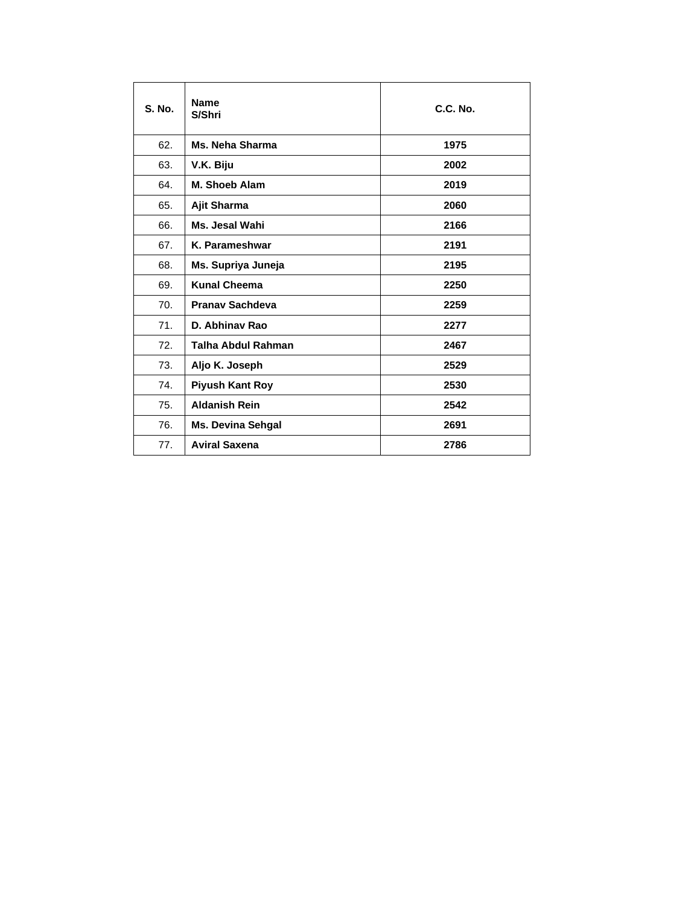| **S. No.** | **Name S/Shri** | **C.C. No.** |
|---|---|---|
| 62. | **Ms. Neha Sharma** | **1975** |
| 63. | **V.K. Biju** | **2002** |
| 64. | **M. Shoeb Alam** | **2019** |
| 65. | **Ajit Sharma** | **2060** |
| 66. | **Ms. Jesal Wahi** | **2166** |
| 67. | **K. Parameshwar** | **2191** |
| 68. | **Ms. Supriya Juneja** | **2195** |
| 69. | **Kunal Cheema** | **2250** |
| 70. | **Pranav Sachdeva** | **2259** |
| 71. | **D. Abhinav Rao** | **2277** |
| 72. | **Talha Abdul Rahman** | **2467** |
| 73. | **Aljo K. Joseph** | **2529** |
| 74. | **Piyush Kant Roy** | **2530** |
| 75. | **Aldanish Rein** | **2542** |
| 76. | **Ms. Devina Sehgal** | **2691** |
| 77. | **Aviral Saxena** | **2786** |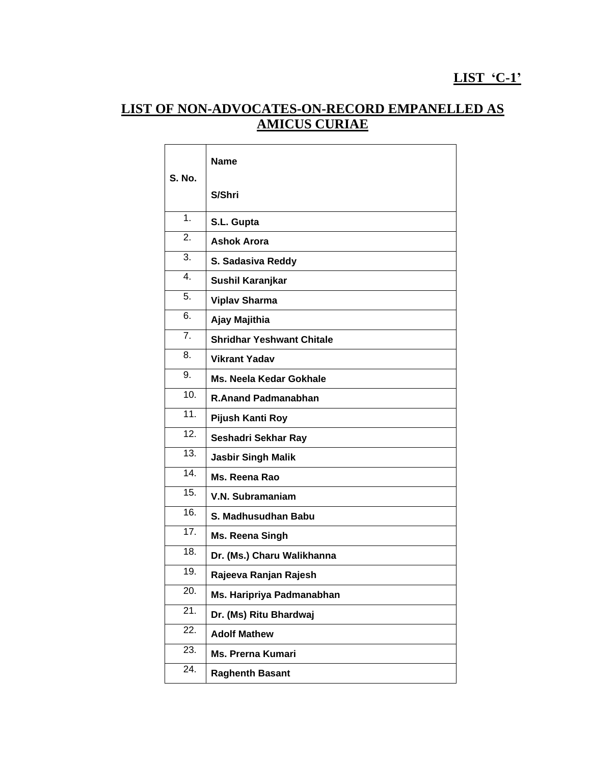**LIST 'C-1'**

## LIST OF NON-ADVOCATES-ON-RECORD EMPANELLED AS AMICUS CURIAE

| S. No. | Name<br><br>S/Shri |
|---|---|
| 1. | **S.L. Gupta** |
| 2. | **Ashok Arora** |
| 3. | **S. Sadasiva Reddy** |
| 4. | **Sushil Karanjkar** |
| 5. | **Viplav Sharma** |
| 6. | **Ajay Majithia** |
| 7. | **Shridhar Yeshwant Chitale** |
| 8. | **Vikrant Yadav** |
| 9. | **Ms. Neela Kedar Gokhale** |
| 10. | **R.Anand Padmanabhan** |
| 11. | **Pijush Kanti Roy** |
| 12. | **Seshadri Sekhar Ray** |
| 13. | **Jasbir Singh Malik** |
| 14. | **Ms. Reena Rao** |
| 15. | **V.N. Subramaniam** |
| 16. | **S. Madhusudhan Babu** |
| 17. | **Ms. Reena Singh** |
| 18. | **Dr. (Ms.) Charu Walikhanna** |
| 19. | **Rajeeva Ranjan Rajesh** |
| 20. | **Ms. Haripriya Padmanabhan** |
| 21. | **Dr. (Ms) Ritu Bhardwaj** |
| 22. | **Adolf Mathew** |
| 23. | **Ms. Prerna Kumari** |
| 24. | **Raghenth Basant** |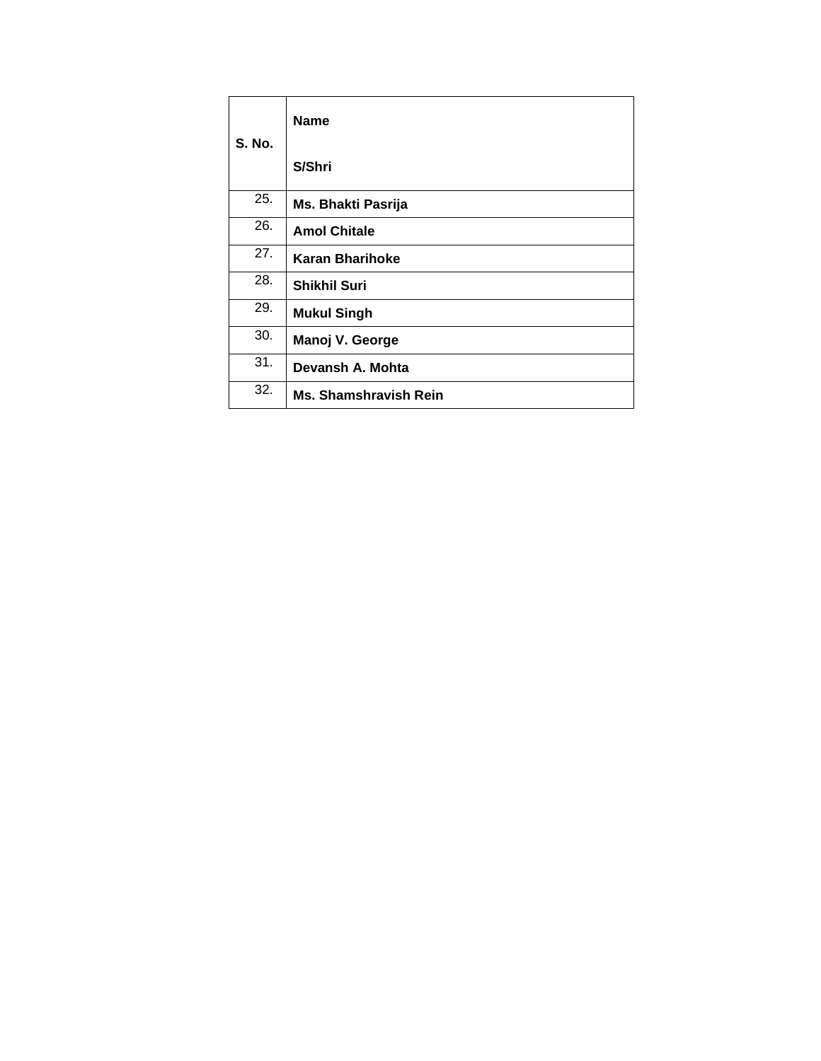| S. No. | Name<br><br>S/Shri |
|---|---|
| 25. | **Ms. Bhakti Pasrija** |
| 26. | **Amol Chitale** |
| 27. | **Karan Bharihoke** |
| 28. | **Shikhil Suri** |
| 29. | **Mukul Singh** |
| 30. | **Manoj V. George** |
| 31. | **Devansh A. Mohta** |
| 32. | **Ms. Shamshravish Rein** |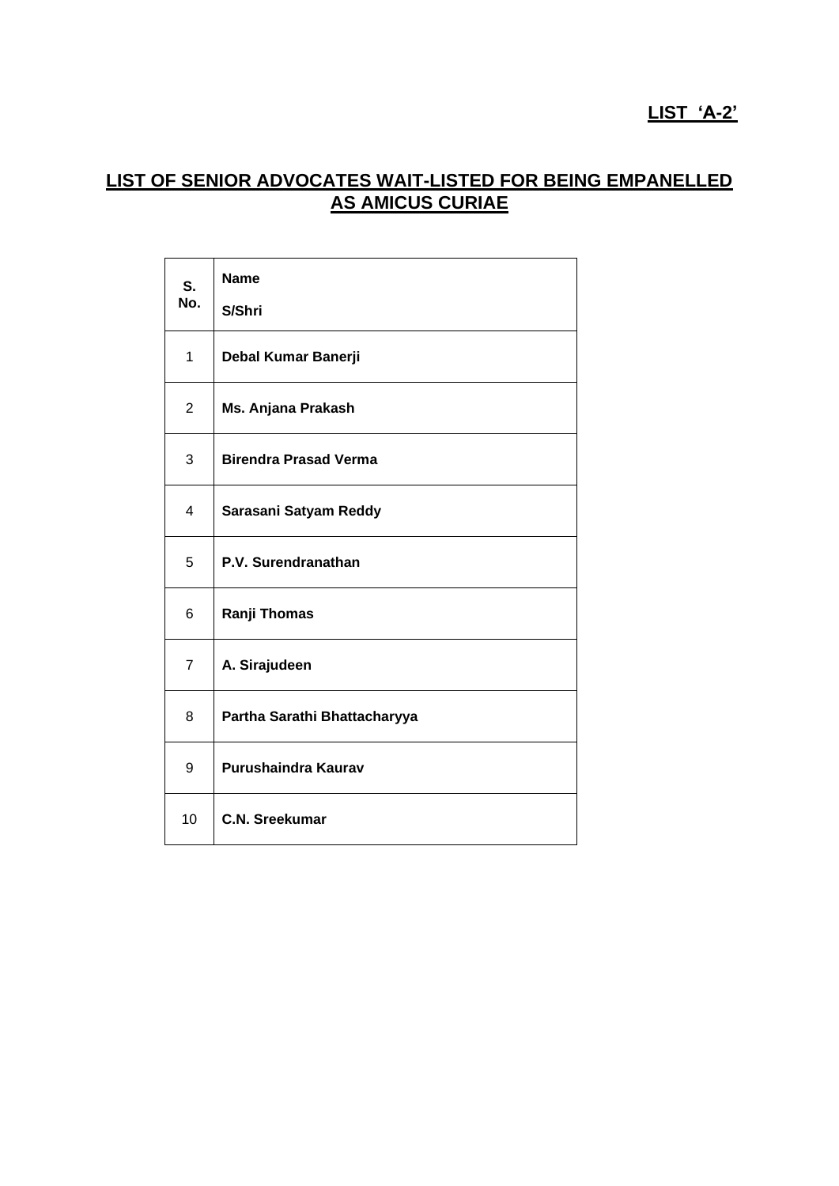**LIST 'A-2'**

## LIST OF SENIOR ADVOCATES WAIT-LISTED FOR BEING EMPANELLED AS AMICUS CURIAE

| S. No. | Name<br>S/Shri |
|---|---|
| 1 | **Debal Kumar Banerji** |
| 2 | **Ms. Anjana Prakash** |
| 3 | **Birendra Prasad Verma** |
| 4 | **Sarasani Satyam Reddy** |
| 5 | **P.V. Surendranathan** |
| 6 | **Ranji Thomas** |
| 7 | **A. Sirajudeen** |
| 8 | **Partha Sarathi Bhattacharyya** |
| 9 | **Purushaindra Kaurav** |
| 10 | **C.N. Sreekumar** |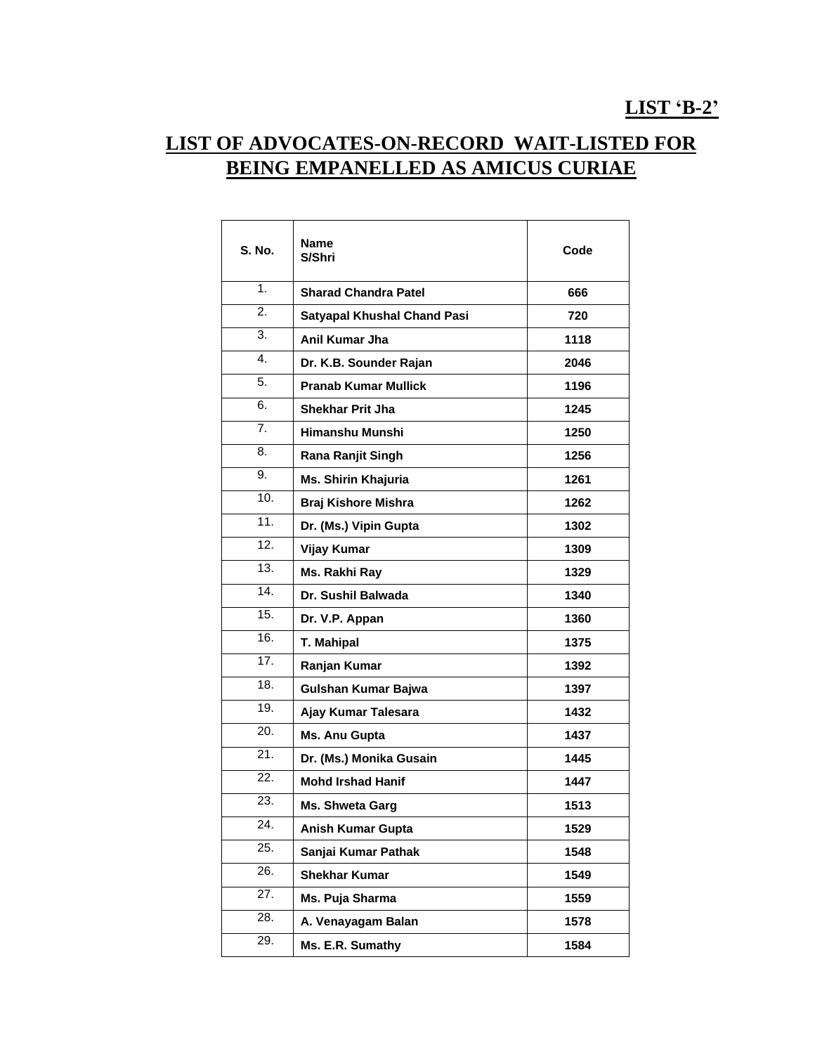**LIST 'B-2'**

# LIST OF ADVOCATES-ON-RECORD WAIT-LISTED FOR BEING EMPANELLED AS AMICUS CURIAE

| S. No. | Name S/Shri | Code |
|---|---|---|
| 1. | **Sharad Chandra Patel** | **666** |
| 2. | **Satyapal Khushal Chand Pasi** | **720** |
| 3. | **Anil Kumar Jha** | **1118** |
| 4. | **Dr. K.B. Sounder Rajan** | **2046** |
| 5. | **Pranab Kumar Mullick** | **1196** |
| 6. | **Shekhar Prit Jha** | **1245** |
| 7. | **Himanshu Munshi** | **1250** |
| 8. | **Rana Ranjit Singh** | **1256** |
| 9. | **Ms. Shirin Khajuria** | **1261** |
| 10. | **Braj Kishore Mishra** | **1262** |
| 11. | **Dr. (Ms.) Vipin Gupta** | **1302** |
| 12. | **Vijay Kumar** | **1309** |
| 13. | **Ms. Rakhi Ray** | **1329** |
| 14. | **Dr. Sushil Balwada** | **1340** |
| 15. | **Dr. V.P. Appan** | **1360** |
| 16. | **T. Mahipal** | **1375** |
| 17. | **Ranjan Kumar** | **1392** |
| 18. | **Gulshan Kumar Bajwa** | **1397** |
| 19. | **Ajay Kumar Talesara** | **1432** |
| 20. | **Ms. Anu Gupta** | **1437** |
| 21. | **Dr. (Ms.) Monika Gusain** | **1445** |
| 22. | **Mohd Irshad Hanif** | **1447** |
| 23. | **Ms. Shweta Garg** | **1513** |
| 24. | **Anish Kumar Gupta** | **1529** |
| 25. | **Sanjai Kumar Pathak** | **1548** |
| 26. | **Shekhar Kumar** | **1549** |
| 27. | **Ms. Puja Sharma** | **1559** |
| 28. | **A. Venayagam Balan** | **1578** |
| 29. | **Ms. E.R. Sumathy** | **1584** |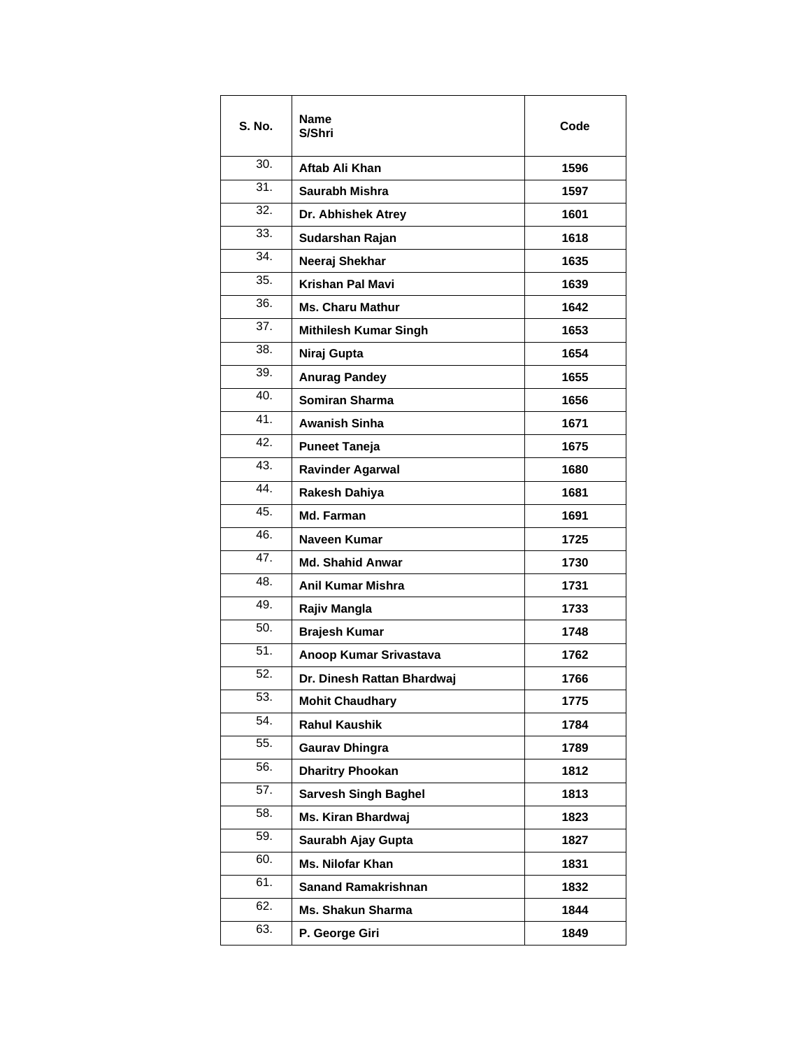| S. No. | Name<br>S/Shri | Code |
|---|---|---|
| 30. | **Aftab Ali Khan** | **1596** |
| 31. | **Saurabh Mishra** | **1597** |
| 32. | **Dr. Abhishek Atrey** | **1601** |
| 33. | **Sudarshan Rajan** | **1618** |
| 34. | **Neeraj Shekhar** | **1635** |
| 35. | **Krishan Pal Mavi** | **1639** |
| 36. | **Ms. Charu Mathur** | **1642** |
| 37. | **Mithilesh Kumar Singh** | **1653** |
| 38. | **Niraj Gupta** | **1654** |
| 39. | **Anurag Pandey** | **1655** |
| 40. | **Somiran Sharma** | **1656** |
| 41. | **Awanish Sinha** | **1671** |
| 42. | **Puneet Taneja** | **1675** |
| 43. | **Ravinder Agarwal** | **1680** |
| 44. | **Rakesh Dahiya** | **1681** |
| 45. | **Md. Farman** | **1691** |
| 46. | **Naveen Kumar** | **1725** |
| 47. | **Md. Shahid Anwar** | **1730** |
| 48. | **Anil Kumar Mishra** | **1731** |
| 49. | **Rajiv Mangla** | **1733** |
| 50. | **Brajesh Kumar** | **1748** |
| 51. | **Anoop Kumar Srivastava** | **1762** |
| 52. | **Dr. Dinesh Rattan Bhardwaj** | **1766** |
| 53. | **Mohit Chaudhary** | **1775** |
| 54. | **Rahul Kaushik** | **1784** |
| 55. | **Gaurav Dhingra** | **1789** |
| 56. | **Dharitry Phookan** | **1812** |
| 57. | **Sarvesh Singh Baghel** | **1813** |
| 58. | **Ms. Kiran Bhardwaj** | **1823** |
| 59. | **Saurabh Ajay Gupta** | **1827** |
| 60. | **Ms. Nilofar Khan** | **1831** |
| 61. | **Sanand Ramakrishnan** | **1832** |
| 62. | **Ms. Shakun Sharma** | **1844** |
| 63. | **P. George Giri** | **1849** |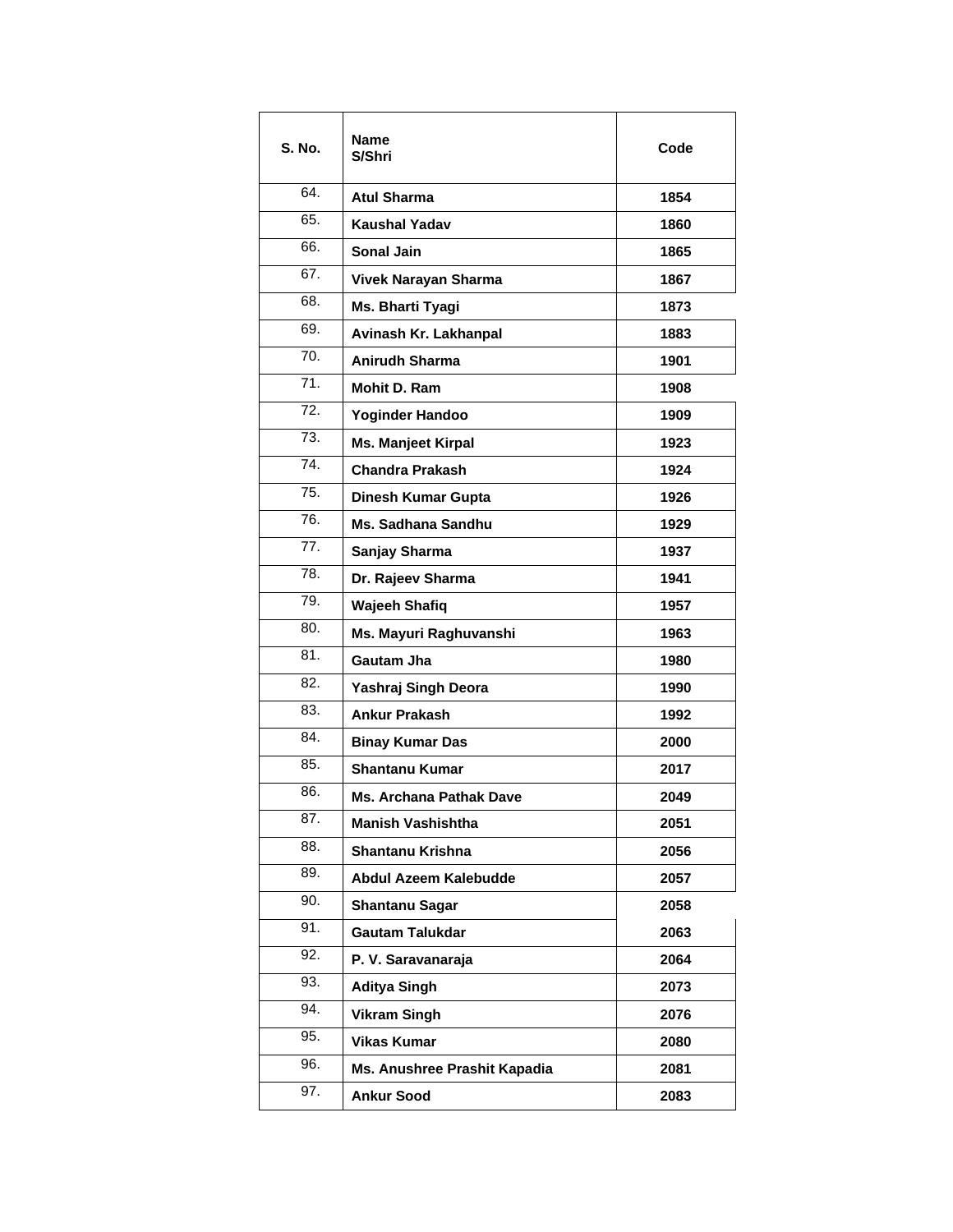| S. No. | Name<br>S/Shri | Code |
|---|---|---|
| 64. | **Atul Sharma** | **1854** |
| 65. | **Kaushal Yadav** | **1860** |
| 66. | **Sonal Jain** | **1865** |
| 67. | **Vivek Narayan Sharma** | **1867** |
| 68. | **Ms. Bharti Tyagi** | **1873** |
| 69. | **Avinash Kr. Lakhanpal** | **1883** |
| 70. | **Anirudh Sharma** | **1901** |
| 71. | **Mohit D. Ram** | **1908** |
| 72. | **Yoginder Handoo** | **1909** |
| 73. | **Ms. Manjeet Kirpal** | **1923** |
| 74. | **Chandra Prakash** | **1924** |
| 75. | **Dinesh Kumar Gupta** | **1926** |
| 76. | **Ms. Sadhana Sandhu** | **1929** |
| 77. | **Sanjay Sharma** | **1937** |
| 78. | **Dr. Rajeev Sharma** | **1941** |
| 79. | **Wajeeh Shafiq** | **1957** |
| 80. | **Ms. Mayuri Raghuvanshi** | **1963** |
| 81. | **Gautam Jha** | **1980** |
| 82. | **Yashraj Singh Deora** | **1990** |
| 83. | **Ankur Prakash** | **1992** |
| 84. | **Binay Kumar Das** | **2000** |
| 85. | **Shantanu Kumar** | **2017** |
| 86. | **Ms. Archana Pathak Dave** | **2049** |
| 87. | **Manish Vashishtha** | **2051** |
| 88. | **Shantanu Krishna** | **2056** |
| 89. | **Abdul Azeem Kalebudde** | **2057** |
| 90. | **Shantanu Sagar** | **2058** |
| 91. | **Gautam Talukdar** | **2063** |
| 92. | **P. V. Saravanaraja** | **2064** |
| 93. | **Aditya Singh** | **2073** |
| 94. | **Vikram Singh** | **2076** |
| 95. | **Vikas Kumar** | **2080** |
| 96. | **Ms. Anushree Prashit Kapadia** | **2081** |
| 97. | **Ankur Sood** | **2083** |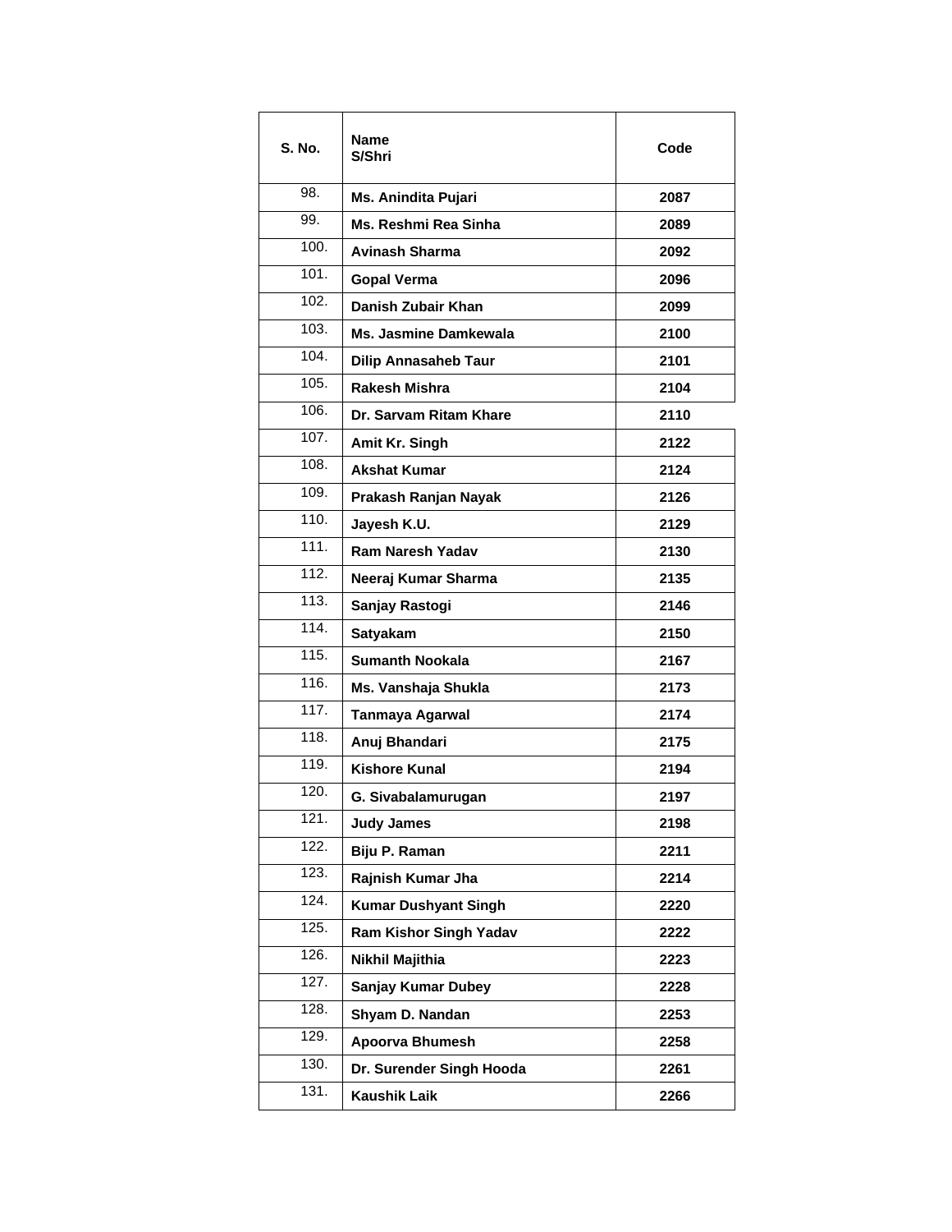| S. No. | Name S/Shri | Code |
|---|---|---|
| 98. | **Ms. Anindita Pujari** | **2087** |
| 99. | **Ms. Reshmi Rea Sinha** | **2089** |
| 100. | **Avinash Sharma** | **2092** |
| 101. | **Gopal Verma** | **2096** |
| 102. | **Danish Zubair Khan** | **2099** |
| 103. | **Ms. Jasmine Damkewala** | **2100** |
| 104. | **Dilip Annasaheb Taur** | **2101** |
| 105. | **Rakesh Mishra** | **2104** |
| 106. | **Dr. Sarvam Ritam Khare** | **2110** |
| 107. | **Amit Kr. Singh** | **2122** |
| 108. | **Akshat Kumar** | **2124** |
| 109. | **Prakash Ranjan Nayak** | **2126** |
| 110. | **Jayesh K.U.** | **2129** |
| 111. | **Ram Naresh Yadav** | **2130** |
| 112. | **Neeraj Kumar Sharma** | **2135** |
| 113. | **Sanjay Rastogi** | **2146** |
| 114. | **Satyakam** | **2150** |
| 115. | **Sumanth Nookala** | **2167** |
| 116. | **Ms. Vanshaja Shukla** | **2173** |
| 117. | **Tanmaya Agarwal** | **2174** |
| 118. | **Anuj Bhandari** | **2175** |
| 119. | **Kishore Kunal** | **2194** |
| 120. | **G. Sivabalamurugan** | **2197** |
| 121. | **Judy James** | **2198** |
| 122. | **Biju P. Raman** | **2211** |
| 123. | **Rajnish Kumar Jha** | **2214** |
| 124. | **Kumar Dushyant Singh** | **2220** |
| 125. | **Ram Kishor Singh Yadav** | **2222** |
| 126. | **Nikhil Majithia** | **2223** |
| 127. | **Sanjay Kumar Dubey** | **2228** |
| 128. | **Shyam D. Nandan** | **2253** |
| 129. | **Apoorva Bhumesh** | **2258** |
| 130. | **Dr. Surender Singh Hooda** | **2261** |
| 131. | **Kaushik Laik** | **2266** |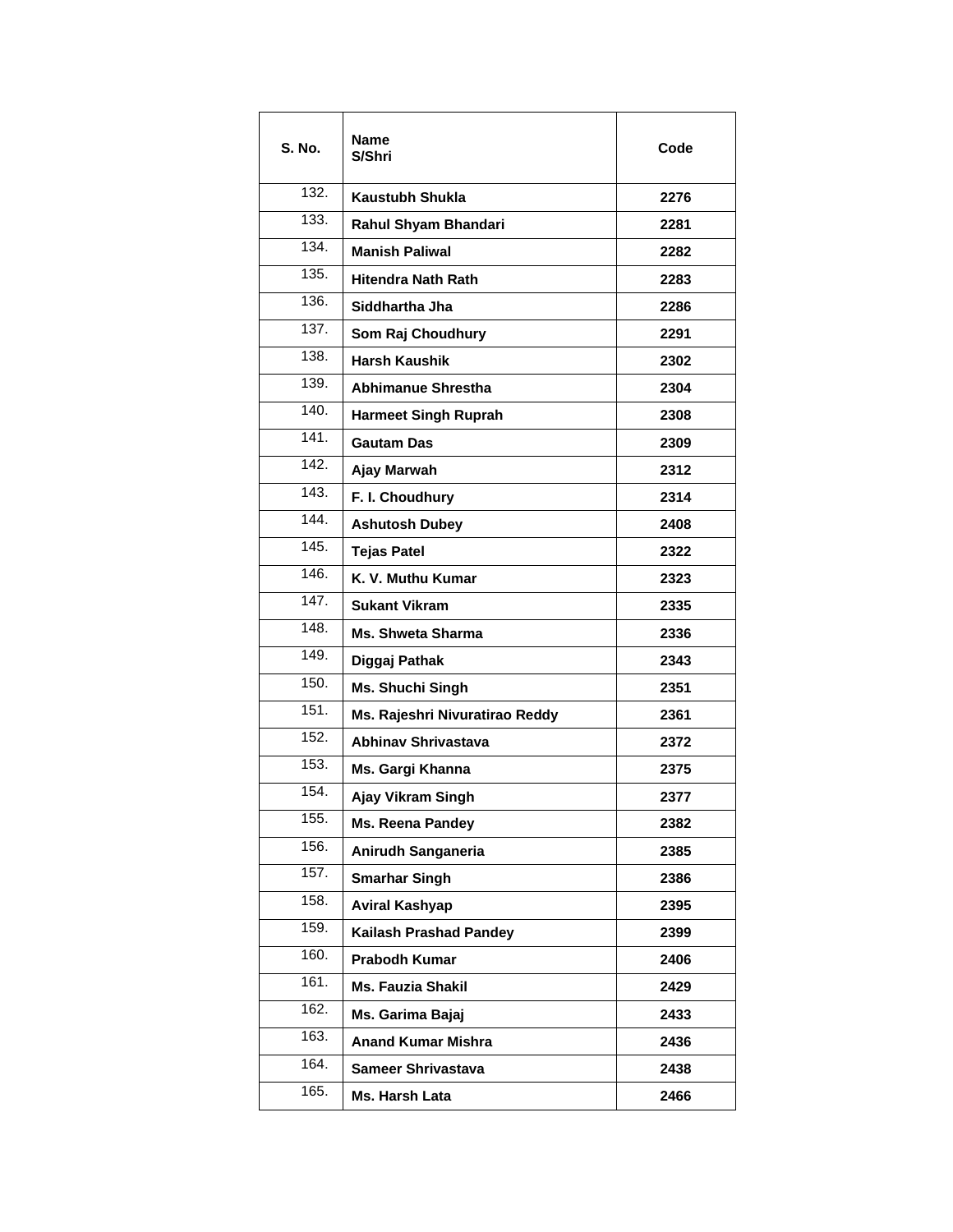| S. No. | Name<br>S/Shri | Code |
|---|---|---|
| 132. | **Kaustubh Shukla** | **2276** |
| 133. | **Rahul Shyam Bhandari** | **2281** |
| 134. | **Manish Paliwal** | **2282** |
| 135. | **Hitendra Nath Rath** | **2283** |
| 136. | **Siddhartha Jha** | **2286** |
| 137. | **Som Raj Choudhury** | **2291** |
| 138. | **Harsh Kaushik** | **2302** |
| 139. | **Abhimanue Shrestha** | **2304** |
| 140. | **Harmeet Singh Ruprah** | **2308** |
| 141. | **Gautam Das** | **2309** |
| 142. | **Ajay Marwah** | **2312** |
| 143. | **F. I. Choudhury** | **2314** |
| 144. | **Ashutosh Dubey** | **2408** |
| 145. | **Tejas Patel** | **2322** |
| 146. | **K. V. Muthu Kumar** | **2323** |
| 147. | **Sukant Vikram** | **2335** |
| 148. | **Ms. Shweta Sharma** | **2336** |
| 149. | **Diggaj Pathak** | **2343** |
| 150. | **Ms. Shuchi Singh** | **2351** |
| 151. | **Ms. Rajeshri Nivuratirao Reddy** | **2361** |
| 152. | **Abhinav Shrivastava** | **2372** |
| 153. | **Ms. Gargi Khanna** | **2375** |
| 154. | **Ajay Vikram Singh** | **2377** |
| 155. | **Ms. Reena Pandey** | **2382** |
| 156. | **Anirudh Sanganeria** | **2385** |
| 157. | **Smarhar Singh** | **2386** |
| 158. | **Aviral Kashyap** | **2395** |
| 159. | **Kailash Prashad Pandey** | **2399** |
| 160. | **Prabodh Kumar** | **2406** |
| 161. | **Ms. Fauzia Shakil** | **2429** |
| 162. | **Ms. Garima Bajaj** | **2433** |
| 163. | **Anand Kumar Mishra** | **2436** |
| 164. | **Sameer Shrivastava** | **2438** |
| 165. | **Ms. Harsh Lata** | **2466** |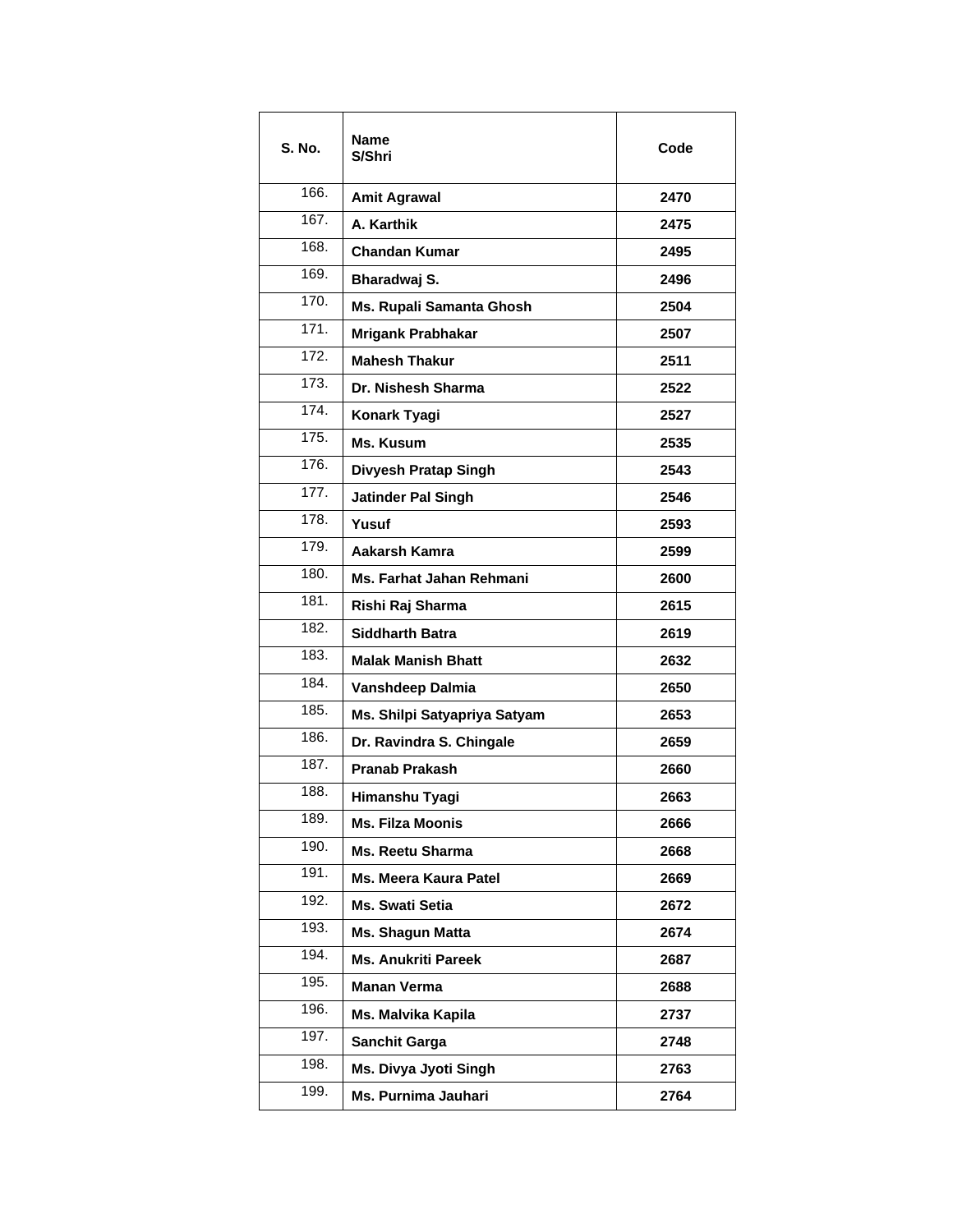| S. No. | Name<br>S/Shri | Code |
|---|---|---|
| 166. | **Amit Agrawal** | **2470** |
| 167. | **A. Karthik** | **2475** |
| 168. | **Chandan Kumar** | **2495** |
| 169. | **Bharadwaj S.** | **2496** |
| 170. | **Ms. Rupali Samanta Ghosh** | **2504** |
| 171. | **Mrigank Prabhakar** | **2507** |
| 172. | **Mahesh Thakur** | **2511** |
| 173. | **Dr. Nishesh Sharma** | **2522** |
| 174. | **Konark Tyagi** | **2527** |
| 175. | **Ms. Kusum** | **2535** |
| 176. | **Divyesh Pratap Singh** | **2543** |
| 177. | **Jatinder Pal Singh** | **2546** |
| 178. | **Yusuf** | **2593** |
| 179. | **Aakarsh Kamra** | **2599** |
| 180. | **Ms. Farhat Jahan Rehmani** | **2600** |
| 181. | **Rishi Raj Sharma** | **2615** |
| 182. | **Siddharth Batra** | **2619** |
| 183. | **Malak Manish Bhatt** | **2632** |
| 184. | **Vanshdeep Dalmia** | **2650** |
| 185. | **Ms. Shilpi Satyapriya Satyam** | **2653** |
| 186. | **Dr. Ravindra S. Chingale** | **2659** |
| 187. | **Pranab Prakash** | **2660** |
| 188. | **Himanshu Tyagi** | **2663** |
| 189. | **Ms. Filza Moonis** | **2666** |
| 190. | **Ms. Reetu Sharma** | **2668** |
| 191. | **Ms. Meera Kaura Patel** | **2669** |
| 192. | **Ms. Swati Setia** | **2672** |
| 193. | **Ms. Shagun Matta** | **2674** |
| 194. | **Ms. Anukriti Pareek** | **2687** |
| 195. | **Manan Verma** | **2688** |
| 196. | **Ms. Malvika Kapila** | **2737** |
| 197. | **Sanchit Garga** | **2748** |
| 198. | **Ms. Divya Jyoti Singh** | **2763** |
| 199. | **Ms. Purnima Jauhari** | **2764** |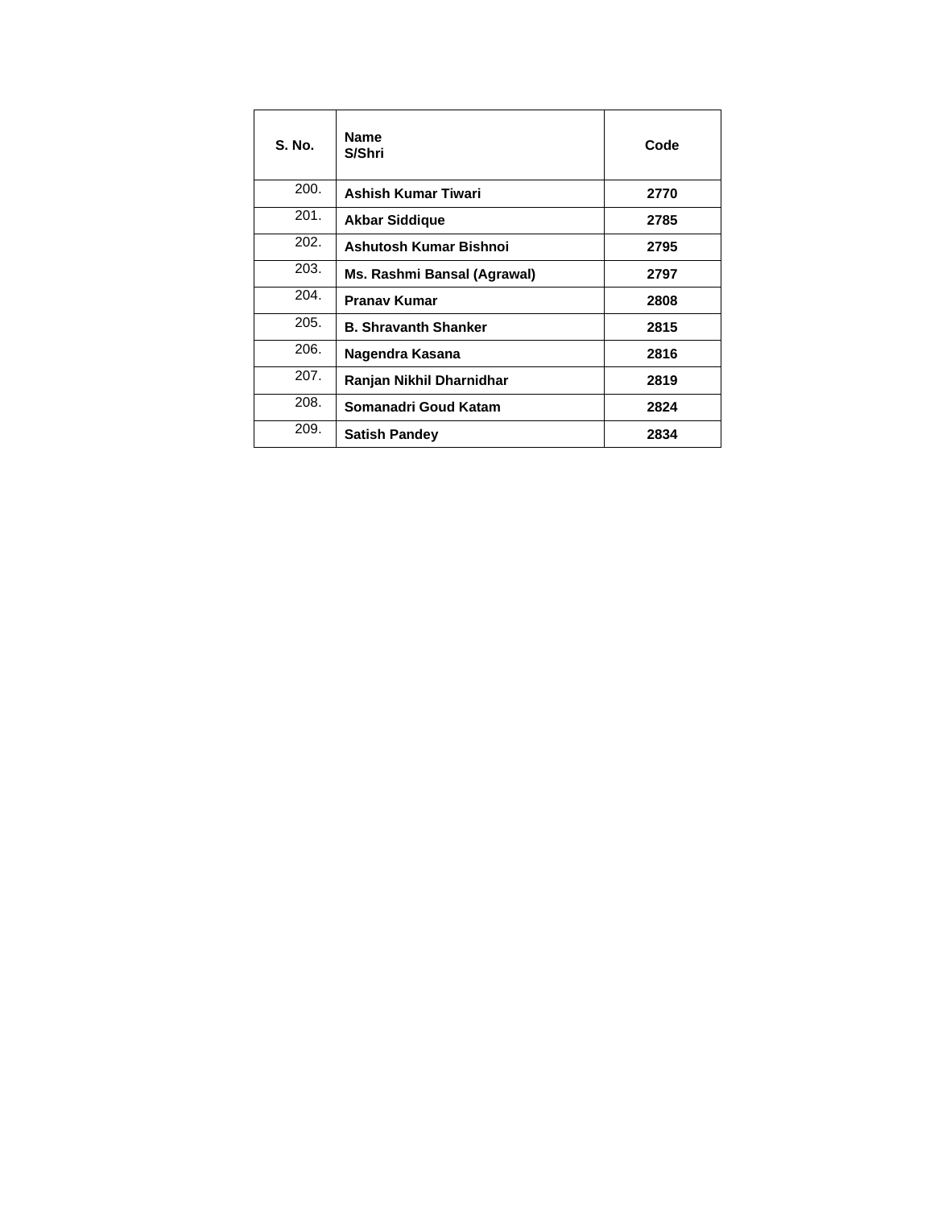| S. No. | Name<br>S/Shri | Code |
|---|---|---|
| 200. | **Ashish Kumar Tiwari** | **2770** |
| 201. | **Akbar Siddique** | **2785** |
| 202. | **Ashutosh Kumar Bishnoi** | **2795** |
| 203. | **Ms. Rashmi Bansal (Agrawal)** | **2797** |
| 204. | **Pranav Kumar** | **2808** |
| 205. | **B. Shravanth Shanker** | **2815** |
| 206. | **Nagendra Kasana** | **2816** |
| 207. | **Ranjan Nikhil Dharnidhar** | **2819** |
| 208. | **Somanadri Goud Katam** | **2824** |
| 209. | **Satish Pandey** | **2834** |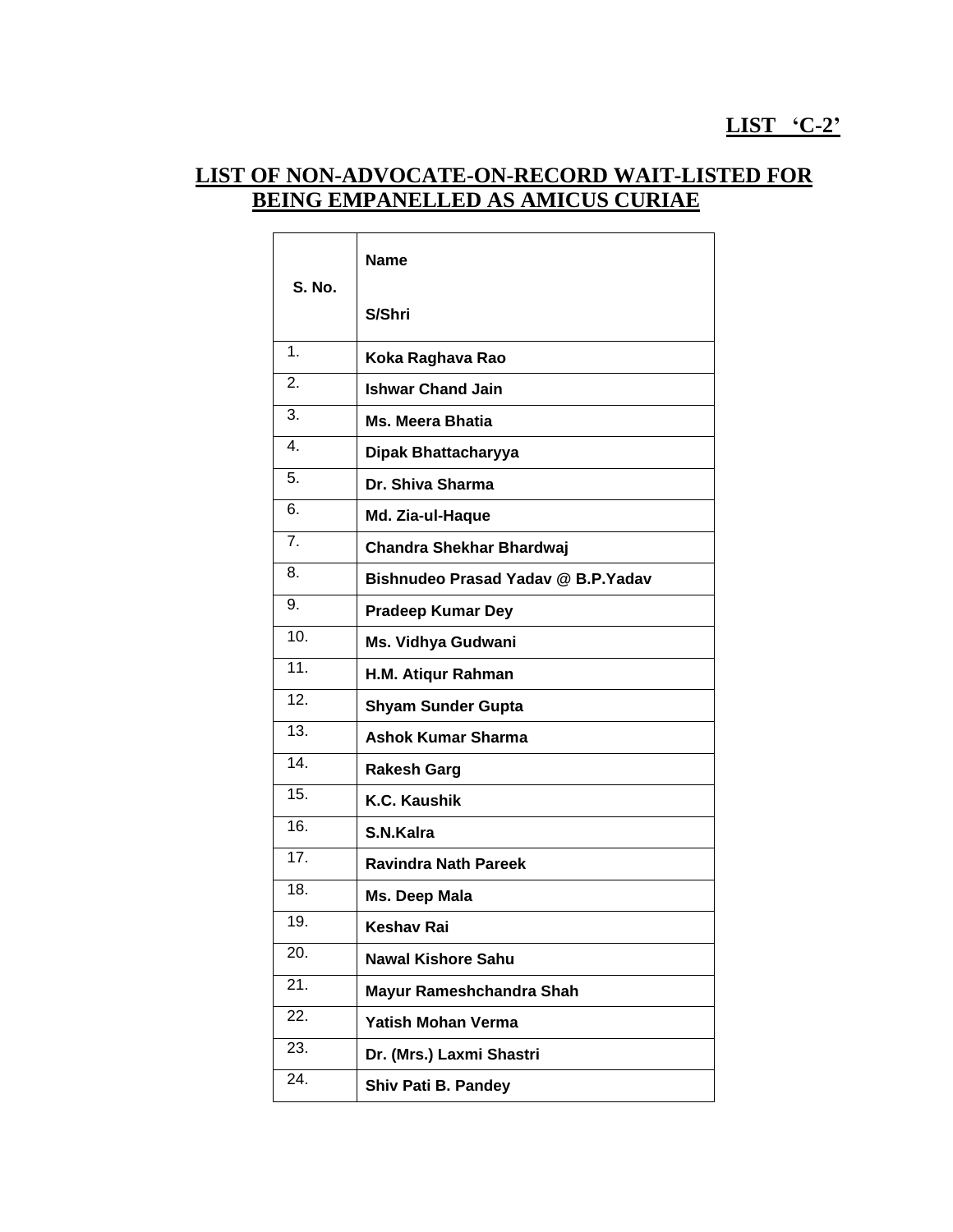**LIST 'C-2'**

## LIST OF NON-ADVOCATE-ON-RECORD WAIT-LISTED FOR BEING EMPANELLED AS AMICUS CURIAE

| S. No. | Name<br><br>S/Shri |
|---|---|
| 1. | **Koka Raghava Rao** |
| 2. | **Ishwar Chand Jain** |
| 3. | **Ms. Meera Bhatia** |
| 4. | **Dipak Bhattacharyya** |
| 5. | **Dr. Shiva Sharma** |
| 6. | **Md. Zia-ul-Haque** |
| 7. | **Chandra Shekhar Bhardwaj** |
| 8. | **Bishnudeo Prasad Yadav @ B.P.Yadav** |
| 9. | **Pradeep Kumar Dey** |
| 10. | **Ms. Vidhya Gudwani** |
| 11. | **H.M. Atiqur Rahman** |
| 12. | **Shyam Sunder Gupta** |
| 13. | **Ashok Kumar Sharma** |
| 14. | **Rakesh Garg** |
| 15. | **K.C. Kaushik** |
| 16. | **S.N.Kalra** |
| 17. | **Ravindra Nath Pareek** |
| 18. | **Ms. Deep Mala** |
| 19. | **Keshav Rai** |
| 20. | **Nawal Kishore Sahu** |
| 21. | **Mayur Rameshchandra Shah** |
| 22. | **Yatish Mohan Verma** |
| 23. | **Dr. (Mrs.) Laxmi Shastri** |
| 24. | **Shiv Pati B. Pandey** |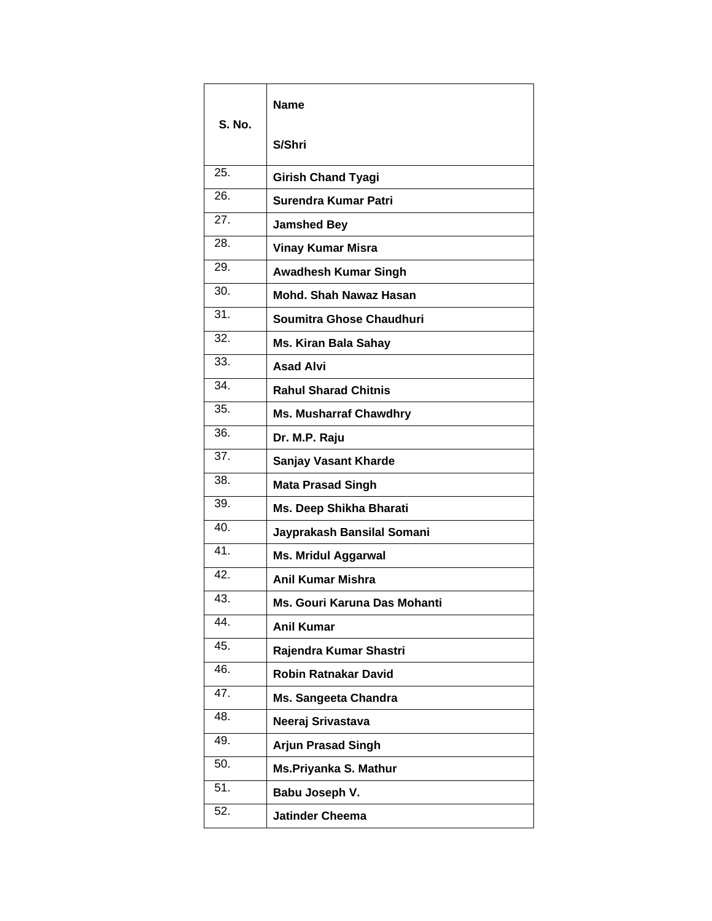| S. No. | Name<br><br>S/Shri |
|---|---|
| 25. | **Girish Chand Tyagi** |
| 26. | **Surendra Kumar Patri** |
| 27. | **Jamshed Bey** |
| 28. | **Vinay Kumar Misra** |
| 29. | **Awadhesh Kumar Singh** |
| 30. | **Mohd. Shah Nawaz Hasan** |
| 31. | **Soumitra Ghose Chaudhuri** |
| 32. | **Ms. Kiran Bala Sahay** |
| 33. | **Asad Alvi** |
| 34. | **Rahul Sharad Chitnis** |
| 35. | **Ms. Musharraf Chawdhry** |
| 36. | **Dr. M.P. Raju** |
| 37. | **Sanjay Vasant Kharde** |
| 38. | **Mata Prasad Singh** |
| 39. | **Ms. Deep Shikha Bharati** |
| 40. | **Jayprakash Bansilal Somani** |
| 41. | **Ms. Mridul Aggarwal** |
| 42. | **Anil Kumar Mishra** |
| 43. | **Ms. Gouri Karuna Das Mohanti** |
| 44. | **Anil Kumar** |
| 45. | **Rajendra Kumar Shastri** |
| 46. | **Robin Ratnakar David** |
| 47. | **Ms. Sangeeta Chandra** |
| 48. | **Neeraj Srivastava** |
| 49. | **Arjun Prasad Singh** |
| 50. | **Ms.Priyanka S. Mathur** |
| 51. | **Babu Joseph V.** |
| 52. | **Jatinder Cheema** |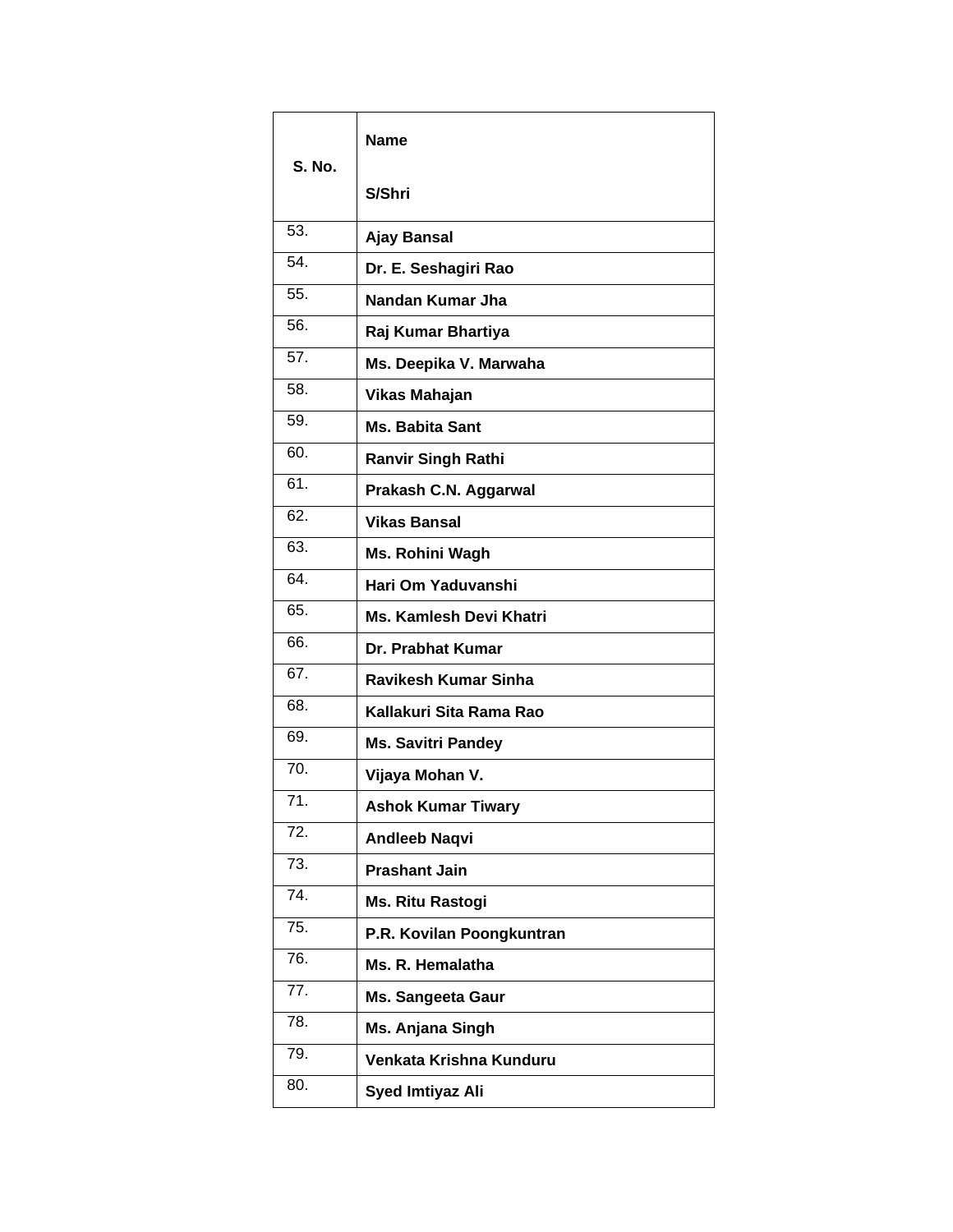| S. No. | Name<br><br>S/Shri |
|---|---|
| 53. | **Ajay Bansal** |
| 54. | **Dr. E. Seshagiri Rao** |
| 55. | **Nandan Kumar Jha** |
| 56. | **Raj Kumar Bhartiya** |
| 57. | **Ms. Deepika V. Marwaha** |
| 58. | **Vikas Mahajan** |
| 59. | **Ms. Babita Sant** |
| 60. | **Ranvir Singh Rathi** |
| 61. | **Prakash C.N. Aggarwal** |
| 62. | **Vikas Bansal** |
| 63. | **Ms. Rohini Wagh** |
| 64. | **Hari Om Yaduvanshi** |
| 65. | **Ms. Kamlesh Devi Khatri** |
| 66. | **Dr. Prabhat Kumar** |
| 67. | **Ravikesh Kumar Sinha** |
| 68. | **Kallakuri Sita Rama Rao** |
| 69. | **Ms. Savitri Pandey** |
| 70. | **Vijaya Mohan V.** |
| 71. | **Ashok Kumar Tiwary** |
| 72. | **Andleeb Naqvi** |
| 73. | **Prashant Jain** |
| 74. | **Ms. Ritu Rastogi** |
| 75. | **P.R. Kovilan Poongkuntran** |
| 76. | **Ms. R. Hemalatha** |
| 77. | **Ms. Sangeeta Gaur** |
| 78. | **Ms. Anjana Singh** |
| 79. | **Venkata Krishna Kunduru** |
| 80. | **Syed Imtiyaz Ali** |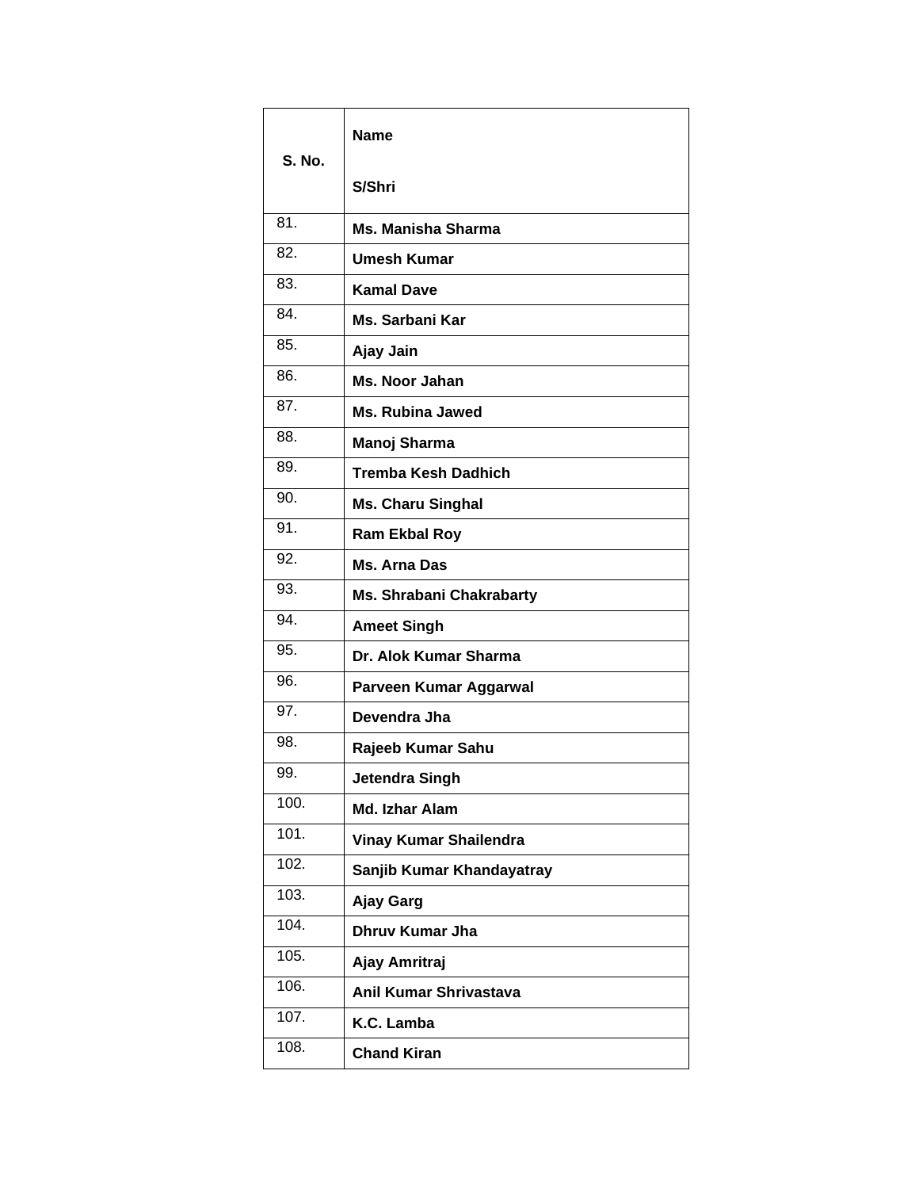| S. No. | Name<br><br>S/Shri |
|---|---|
| 81. | **Ms. Manisha Sharma** |
| 82. | **Umesh Kumar** |
| 83. | **Kamal Dave** |
| 84. | **Ms. Sarbani Kar** |
| 85. | **Ajay Jain** |
| 86. | **Ms. Noor Jahan** |
| 87. | **Ms. Rubina Jawed** |
| 88. | **Manoj Sharma** |
| 89. | **Tremba Kesh Dadhich** |
| 90. | **Ms. Charu Singhal** |
| 91. | **Ram Ekbal Roy** |
| 92. | **Ms. Arna Das** |
| 93. | **Ms. Shrabani Chakrabarty** |
| 94. | **Ameet Singh** |
| 95. | **Dr. Alok Kumar Sharma** |
| 96. | **Parveen Kumar Aggarwal** |
| 97. | **Devendra Jha** |
| 98. | **Rajeeb Kumar Sahu** |
| 99. | **Jetendra Singh** |
| 100. | **Md. Izhar Alam** |
| 101. | **Vinay Kumar Shailendra** |
| 102. | **Sanjib Kumar Khandayatray** |
| 103. | **Ajay Garg** |
| 104. | **Dhruv Kumar Jha** |
| 105. | **Ajay Amritraj** |
| 106. | **Anil Kumar Shrivastava** |
| 107. | **K.C. Lamba** |
| 108. | **Chand Kiran** |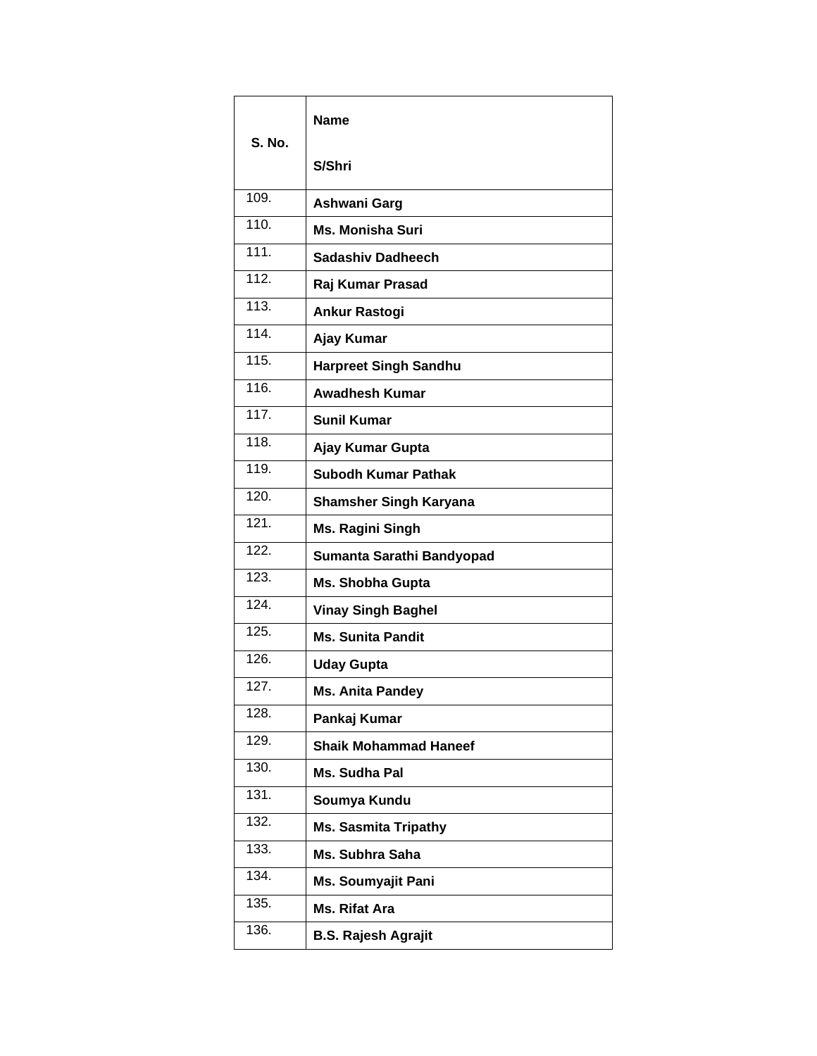| S. No. | Name<br><br>S/Shri |
|---|---|
| 109. | **Ashwani Garg** |
| 110. | **Ms. Monisha Suri** |
| 111. | **Sadashiv Dadheech** |
| 112. | **Raj Kumar Prasad** |
| 113. | **Ankur Rastogi** |
| 114. | **Ajay Kumar** |
| 115. | **Harpreet Singh Sandhu** |
| 116. | **Awadhesh Kumar** |
| 117. | **Sunil Kumar** |
| 118. | **Ajay Kumar Gupta** |
| 119. | **Subodh Kumar Pathak** |
| 120. | **Shamsher Singh Karyana** |
| 121. | **Ms. Ragini Singh** |
| 122. | **Sumanta Sarathi Bandyopad** |
| 123. | **Ms. Shobha Gupta** |
| 124. | **Vinay Singh Baghel** |
| 125. | **Ms. Sunita Pandit** |
| 126. | **Uday Gupta** |
| 127. | **Ms. Anita Pandey** |
| 128. | **Pankaj Kumar** |
| 129. | **Shaik Mohammad Haneef** |
| 130. | **Ms. Sudha Pal** |
| 131. | **Soumya Kundu** |
| 132. | **Ms. Sasmita Tripathy** |
| 133. | **Ms. Subhra Saha** |
| 134. | **Ms. Soumyajit Pani** |
| 135. | **Ms. Rifat Ara** |
| 136. | **B.S. Rajesh Agrajit** |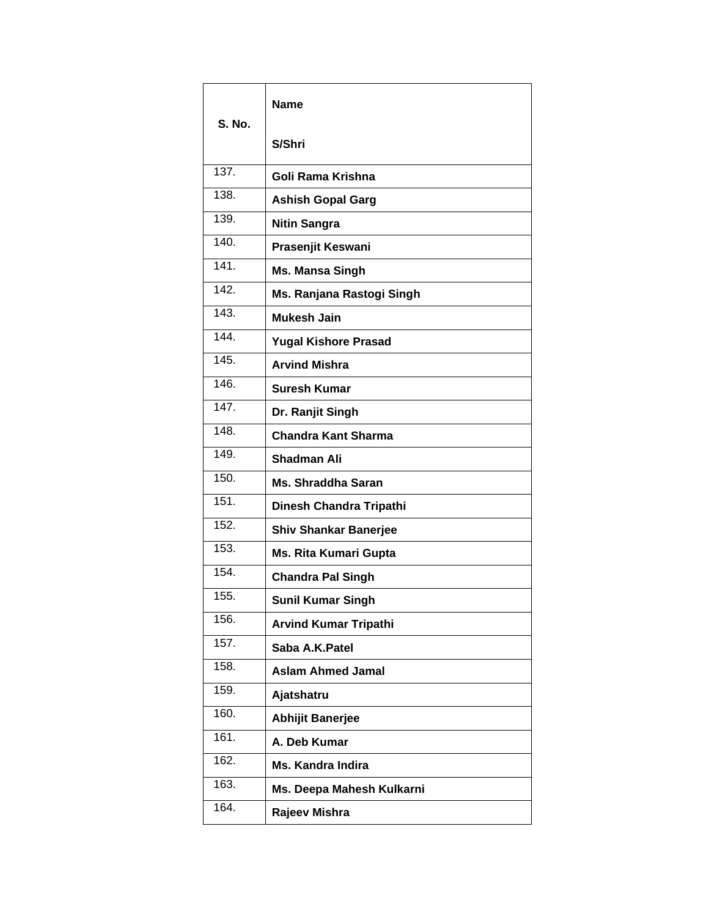| S. No. | Name<br><br>S/Shri |
|---|---|
| 137. | **Goli Rama Krishna** |
| 138. | **Ashish Gopal Garg** |
| 139. | **Nitin Sangra** |
| 140. | **Prasenjit Keswani** |
| 141. | **Ms. Mansa Singh** |
| 142. | **Ms. Ranjana Rastogi Singh** |
| 143. | **Mukesh Jain** |
| 144. | **Yugal Kishore Prasad** |
| 145. | **Arvind Mishra** |
| 146. | **Suresh Kumar** |
| 147. | **Dr. Ranjit Singh** |
| 148. | **Chandra Kant Sharma** |
| 149. | **Shadman Ali** |
| 150. | **Ms. Shraddha Saran** |
| 151. | **Dinesh Chandra Tripathi** |
| 152. | **Shiv Shankar Banerjee** |
| 153. | **Ms. Rita Kumari Gupta** |
| 154. | **Chandra Pal Singh** |
| 155. | **Sunil Kumar Singh** |
| 156. | **Arvind Kumar Tripathi** |
| 157. | **Saba A.K.Patel** |
| 158. | **Aslam Ahmed Jamal** |
| 159. | **Ajatshatru** |
| 160. | **Abhijit Banerjee** |
| 161. | **A. Deb Kumar** |
| 162. | **Ms. Kandra Indira** |
| 163. | **Ms. Deepa Mahesh Kulkarni** |
| 164. | **Rajeev Mishra** |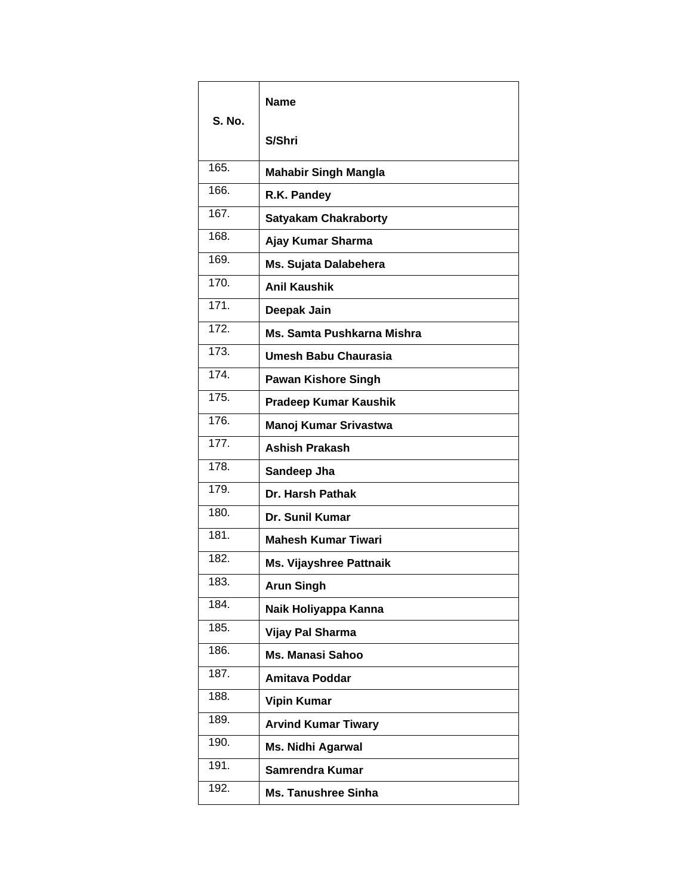| S. No. | Name<br><br>S/Shri |
|---|---|
| 165. | **Mahabir Singh Mangla** |
| 166. | **R.K. Pandey** |
| 167. | **Satyakam Chakraborty** |
| 168. | **Ajay Kumar Sharma** |
| 169. | **Ms. Sujata Dalabehera** |
| 170. | **Anil Kaushik** |
| 171. | **Deepak Jain** |
| 172. | **Ms. Samta Pushkarna Mishra** |
| 173. | **Umesh Babu Chaurasia** |
| 174. | **Pawan Kishore Singh** |
| 175. | **Pradeep Kumar Kaushik** |
| 176. | **Manoj Kumar Srivastwa** |
| 177. | **Ashish Prakash** |
| 178. | **Sandeep Jha** |
| 179. | **Dr. Harsh Pathak** |
| 180. | **Dr. Sunil Kumar** |
| 181. | **Mahesh Kumar Tiwari** |
| 182. | **Ms. Vijayshree Pattnaik** |
| 183. | **Arun Singh** |
| 184. | **Naik Holiyappa Kanna** |
| 185. | **Vijay Pal Sharma** |
| 186. | **Ms. Manasi Sahoo** |
| 187. | **Amitava Poddar** |
| 188. | **Vipin Kumar** |
| 189. | **Arvind Kumar Tiwary** |
| 190. | **Ms. Nidhi Agarwal** |
| 191. | **Samrendra Kumar** |
| 192. | **Ms. Tanushree Sinha** |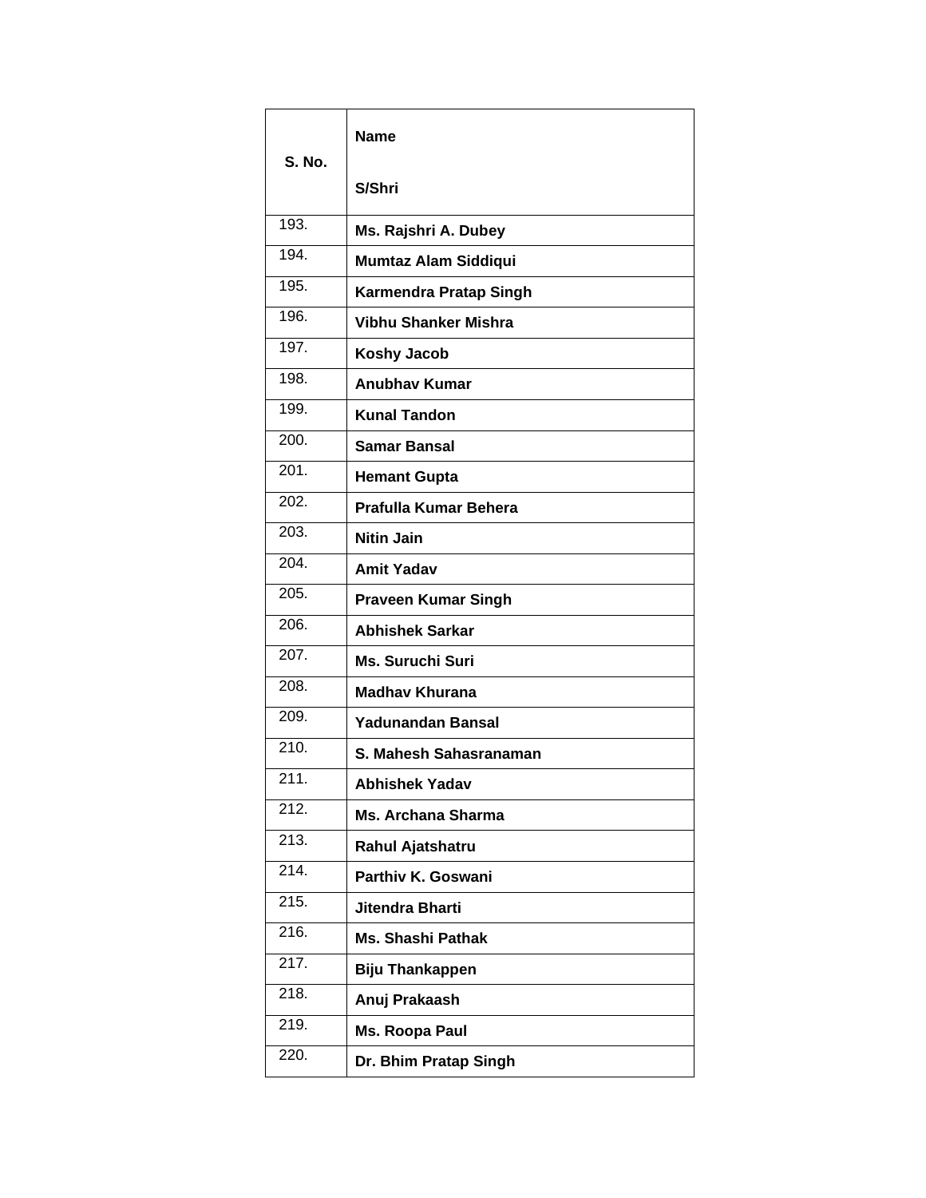| S. No. | Name<br><br>S/Shri |
|---|---|
| 193. | **Ms. Rajshri A. Dubey** |
| 194. | **Mumtaz Alam Siddiqui** |
| 195. | **Karmendra Pratap Singh** |
| 196. | **Vibhu Shanker Mishra** |
| 197. | **Koshy Jacob** |
| 198. | **Anubhav Kumar** |
| 199. | **Kunal Tandon** |
| 200. | **Samar Bansal** |
| 201. | **Hemant Gupta** |
| 202. | **Prafulla Kumar Behera** |
| 203. | **Nitin Jain** |
| 204. | **Amit Yadav** |
| 205. | **Praveen Kumar Singh** |
| 206. | **Abhishek Sarkar** |
| 207. | **Ms. Suruchi Suri** |
| 208. | **Madhav Khurana** |
| 209. | **Yadunandan Bansal** |
| 210. | **S. Mahesh Sahasranaman** |
| 211. | **Abhishek Yadav** |
| 212. | **Ms. Archana Sharma** |
| 213. | **Rahul Ajatshatru** |
| 214. | **Parthiv K. Goswani** |
| 215. | **Jitendra Bharti** |
| 216. | **Ms. Shashi Pathak** |
| 217. | **Biju Thankappen** |
| 218. | **Anuj Prakaash** |
| 219. | **Ms. Roopa Paul** |
| 220. | **Dr. Bhim Pratap Singh** |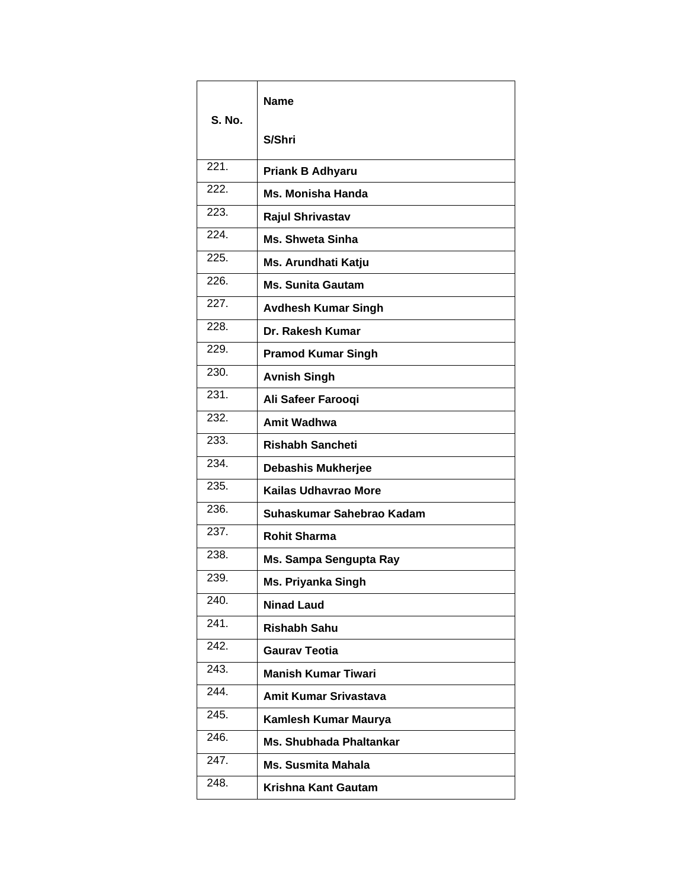| S. No. | Name<br><br>S/Shri |
|---|---|
| 221. | **Priank B Adhyaru** |
| 222. | **Ms. Monisha Handa** |
| 223. | **Rajul Shrivastav** |
| 224. | **Ms. Shweta Sinha** |
| 225. | **Ms. Arundhati Katju** |
| 226. | **Ms. Sunita Gautam** |
| 227. | **Avdhesh Kumar Singh** |
| 228. | **Dr. Rakesh Kumar** |
| 229. | **Pramod Kumar Singh** |
| 230. | **Avnish Singh** |
| 231. | **Ali Safeer Farooqi** |
| 232. | **Amit Wadhwa** |
| 233. | **Rishabh Sancheti** |
| 234. | **Debashis Mukherjee** |
| 235. | **Kailas Udhavrao More** |
| 236. | **Suhaskumar Sahebrao Kadam** |
| 237. | **Rohit Sharma** |
| 238. | **Ms. Sampa Sengupta Ray** |
| 239. | **Ms. Priyanka Singh** |
| 240. | **Ninad Laud** |
| 241. | **Rishabh Sahu** |
| 242. | **Gaurav Teotia** |
| 243. | **Manish Kumar Tiwari** |
| 244. | **Amit Kumar Srivastava** |
| 245. | **Kamlesh Kumar Maurya** |
| 246. | **Ms. Shubhada Phaltankar** |
| 247. | **Ms. Susmita Mahala** |
| 248. | **Krishna Kant Gautam** |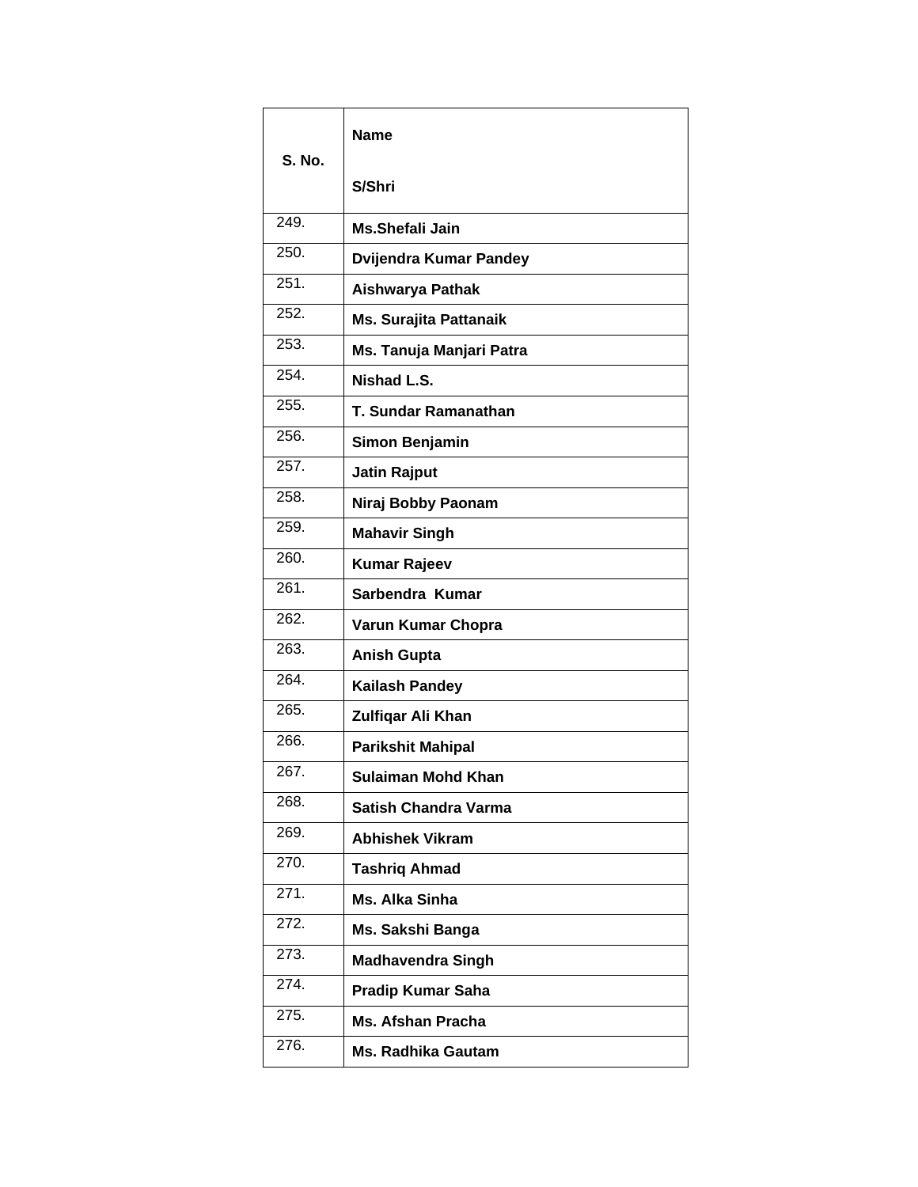| S. No. | Name<br><br>S/Shri |
|---|---|
| 249. | **Ms.Shefali Jain** |
| 250. | **Dvijendra Kumar Pandey** |
| 251. | **Aishwarya Pathak** |
| 252. | **Ms. Surajita Pattanaik** |
| 253. | **Ms. Tanuja Manjari Patra** |
| 254. | **Nishad L.S.** |
| 255. | **T. Sundar Ramanathan** |
| 256. | **Simon Benjamin** |
| 257. | **Jatin Rajput** |
| 258. | **Niraj Bobby Paonam** |
| 259. | **Mahavir Singh** |
| 260. | **Kumar Rajeev** |
| 261. | **Sarbendra Kumar** |
| 262. | **Varun Kumar Chopra** |
| 263. | **Anish Gupta** |
| 264. | **Kailash Pandey** |
| 265. | **Zulfiqar Ali Khan** |
| 266. | **Parikshit Mahipal** |
| 267. | **Sulaiman Mohd Khan** |
| 268. | **Satish Chandra Varma** |
| 269. | **Abhishek Vikram** |
| 270. | **Tashriq Ahmad** |
| 271. | **Ms. Alka Sinha** |
| 272. | **Ms. Sakshi Banga** |
| 273. | **Madhavendra Singh** |
| 274. | **Pradip Kumar Saha** |
| 275. | **Ms. Afshan Pracha** |
| 276. | **Ms. Radhika Gautam** |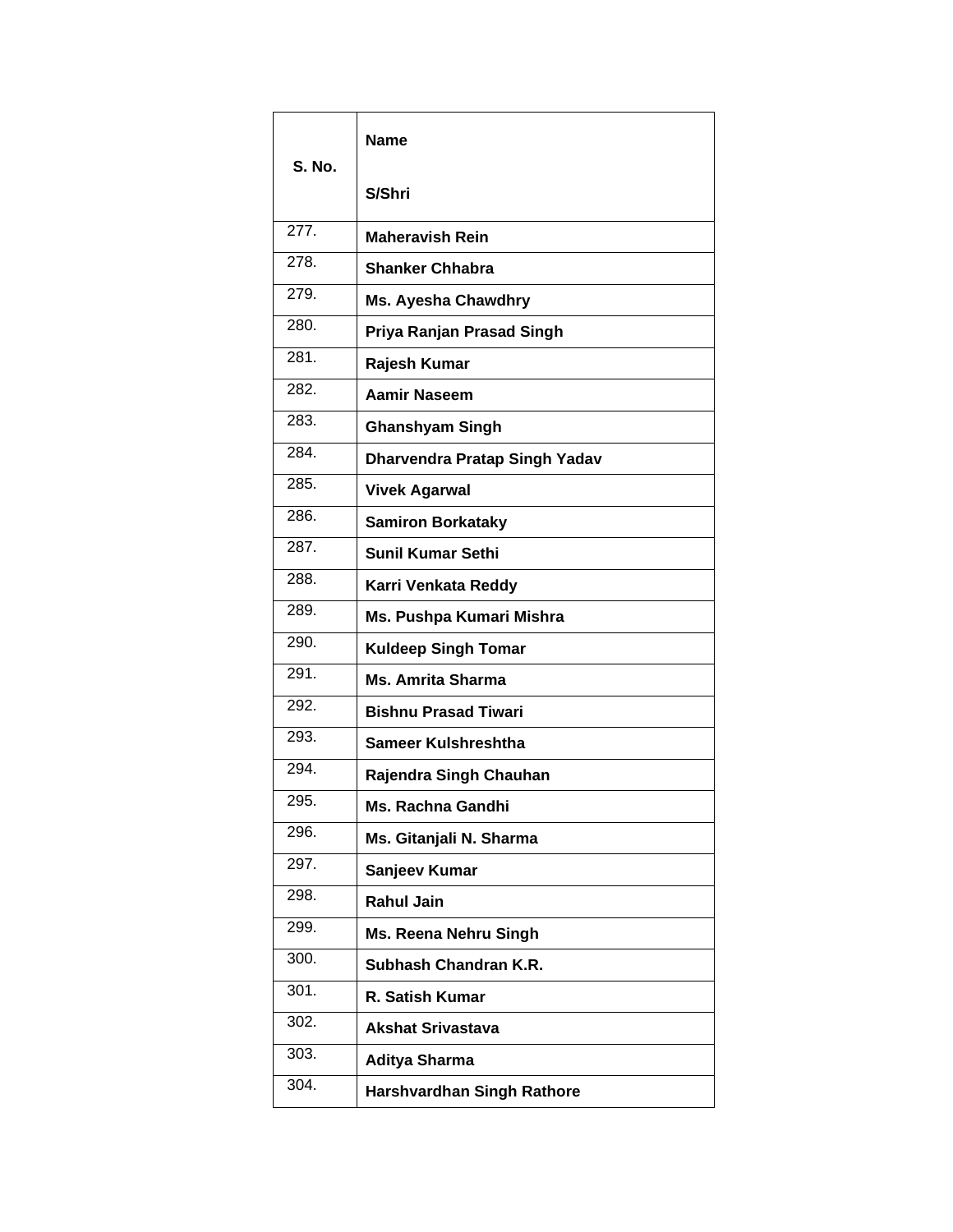| S. No. | Name<br><br>S/Shri |
|---|---|
| 277. | **Maheravish Rein** |
| 278. | **Shanker Chhabra** |
| 279. | **Ms. Ayesha Chawdhry** |
| 280. | **Priya Ranjan Prasad Singh** |
| 281. | **Rajesh Kumar** |
| 282. | **Aamir Naseem** |
| 283. | **Ghanshyam Singh** |
| 284. | **Dharvendra Pratap Singh Yadav** |
| 285. | **Vivek Agarwal** |
| 286. | **Samiron Borkataky** |
| 287. | **Sunil Kumar Sethi** |
| 288. | **Karri Venkata Reddy** |
| 289. | **Ms. Pushpa Kumari Mishra** |
| 290. | **Kuldeep Singh Tomar** |
| 291. | **Ms. Amrita Sharma** |
| 292. | **Bishnu Prasad Tiwari** |
| 293. | **Sameer Kulshreshtha** |
| 294. | **Rajendra Singh Chauhan** |
| 295. | **Ms. Rachna Gandhi** |
| 296. | **Ms. Gitanjali N. Sharma** |
| 297. | **Sanjeev Kumar** |
| 298. | **Rahul Jain** |
| 299. | **Ms. Reena Nehru Singh** |
| 300. | **Subhash Chandran K.R.** |
| 301. | **R. Satish Kumar** |
| 302. | **Akshat Srivastava** |
| 303. | **Aditya Sharma** |
| 304. | **Harshvardhan Singh Rathore** |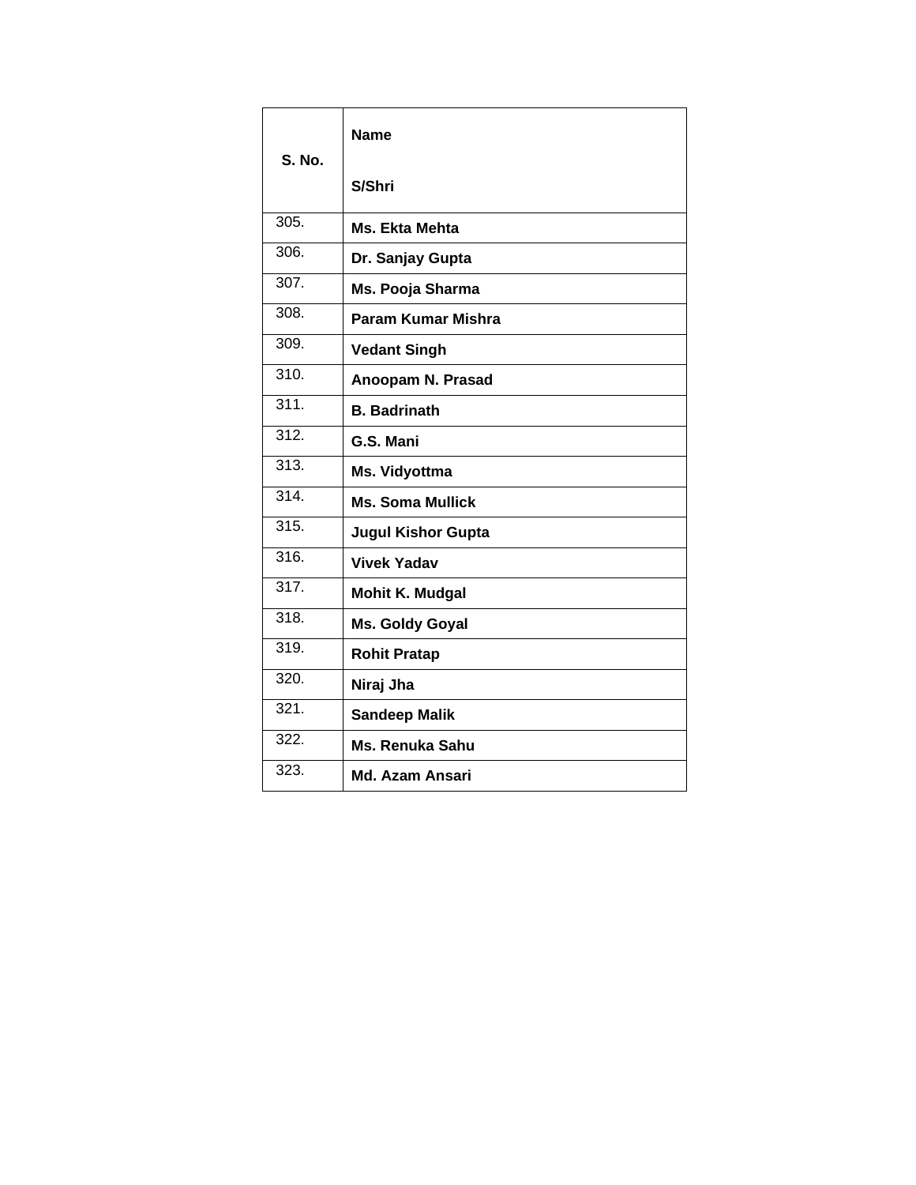| S. No. | Name<br><br>S/Shri |
|---|---|
| 305. | **Ms. Ekta Mehta** |
| 306. | **Dr. Sanjay Gupta** |
| 307. | **Ms. Pooja Sharma** |
| 308. | **Param Kumar Mishra** |
| 309. | **Vedant Singh** |
| 310. | **Anoopam N. Prasad** |
| 311. | **B. Badrinath** |
| 312. | **G.S. Mani** |
| 313. | **Ms. Vidyottma** |
| 314. | **Ms. Soma Mullick** |
| 315. | **Jugul Kishor Gupta** |
| 316. | **Vivek Yadav** |
| 317. | **Mohit K. Mudgal** |
| 318. | **Ms. Goldy Goyal** |
| 319. | **Rohit Pratap** |
| 320. | **Niraj Jha** |
| 321. | **Sandeep Malik** |
| 322. | **Ms. Renuka Sahu** |
| 323. | **Md. Azam Ansari** |